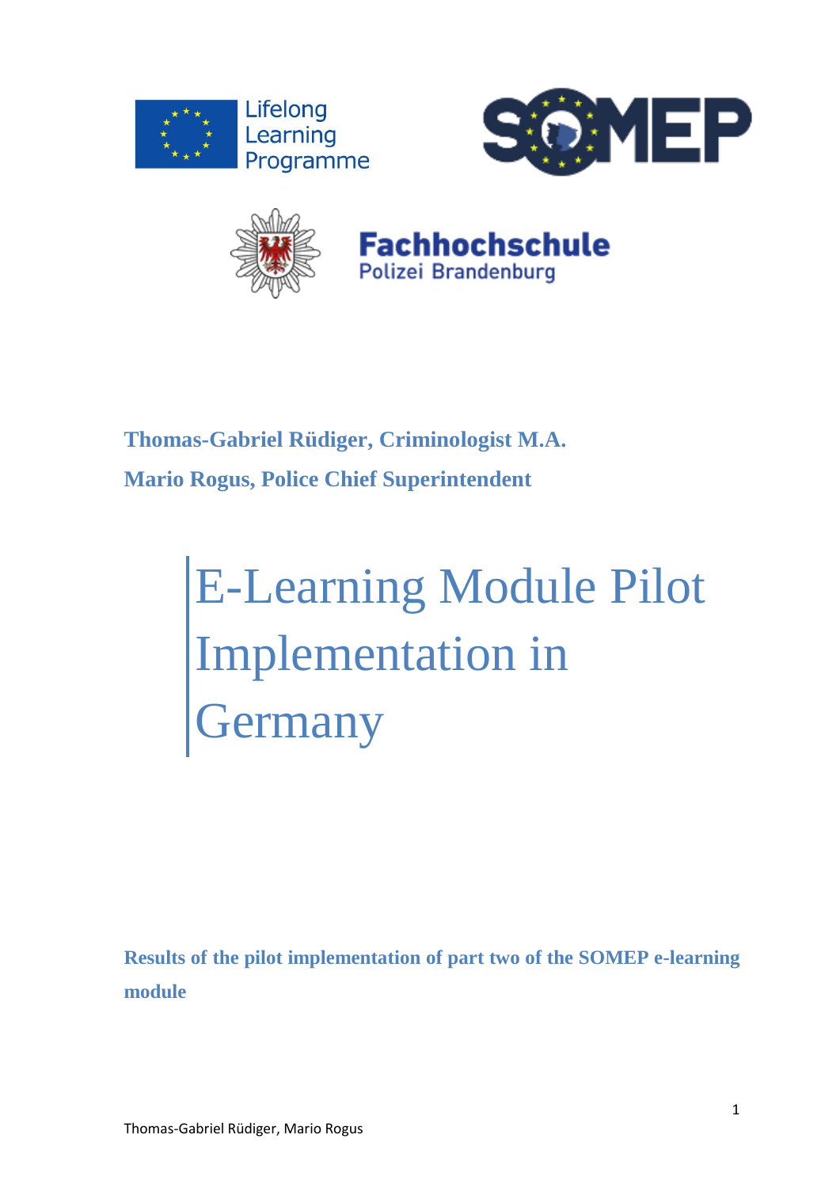Lifelong Learning Programme

SOMEP

Fachhochschule Polizei Brandenburg

**Thomas-Gabriel Rüdiger, Criminologist M.A.**

**Mario Rogus, Police Chief Superintendent**

# E-Learning Module Pilot Implementation in Germany

**Results of the pilot implementation of part two of the SOMEP e-learning module**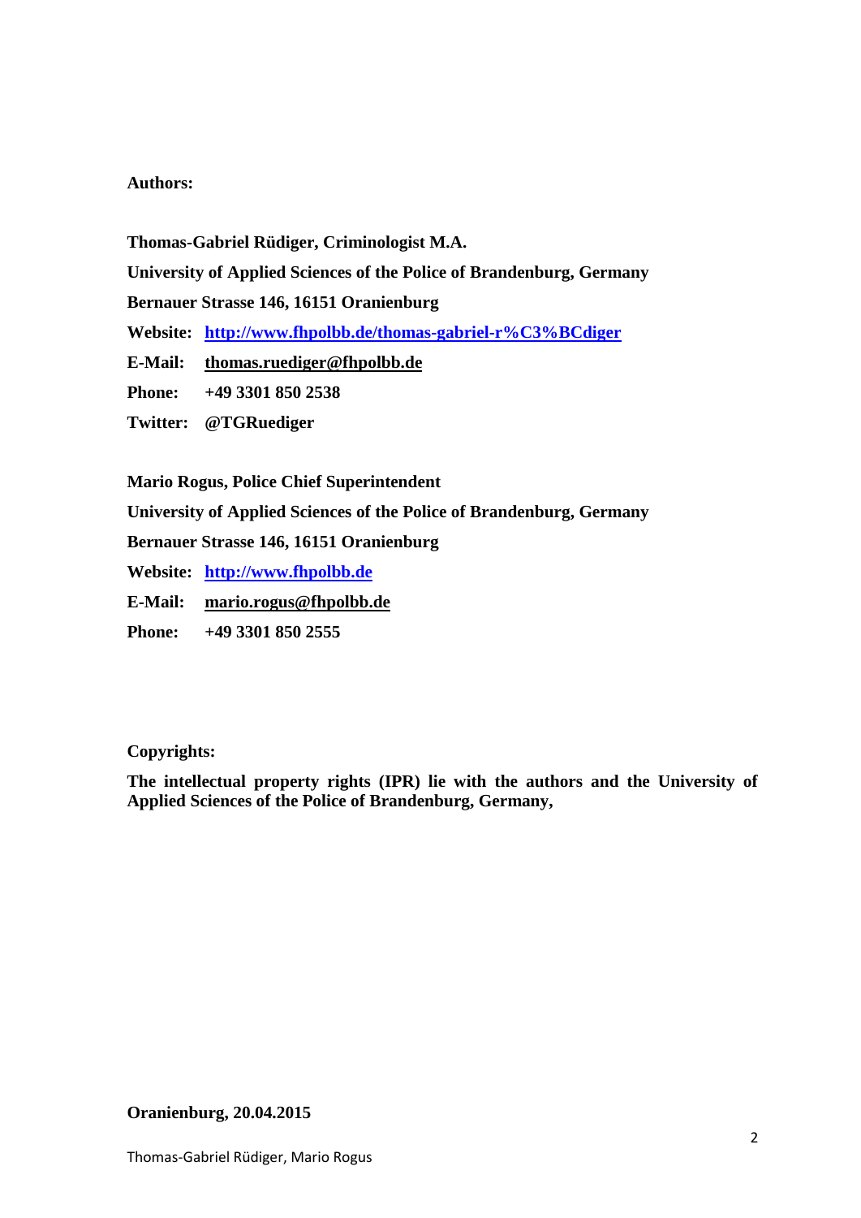**Authors:**

**Thomas-Gabriel Rüdiger, Criminologist M.A.**

**University of Applied Sciences of the Police of Brandenburg, Germany**

**Bernauer Strasse 146, 16151 Oranienburg**

**Website:** **http://www.fhpolbb.de/thomas-gabriel-r%C3%BCdiger**

**E-Mail:** **thomas.ruediger@fhpolbb.de**

**Phone:** **+49 3301 850 2538**

**Twitter:** **@TGRuediger**

**Mario Rogus, Police Chief Superintendent**

**University of Applied Sciences of the Police of Brandenburg, Germany**

**Bernauer Strasse 146, 16151 Oranienburg**

**Website:** **http://www.fhpolbb.de**

**E-Mail:** **mario.rogus@fhpolbb.de**

**Phone:** **+49 3301 850 2555**

**Copyrights:**

**The intellectual property rights (IPR) lie with the authors and the University of Applied Sciences of the Police of Brandenburg, Germany,**

**Oranienburg, 20.04.2015**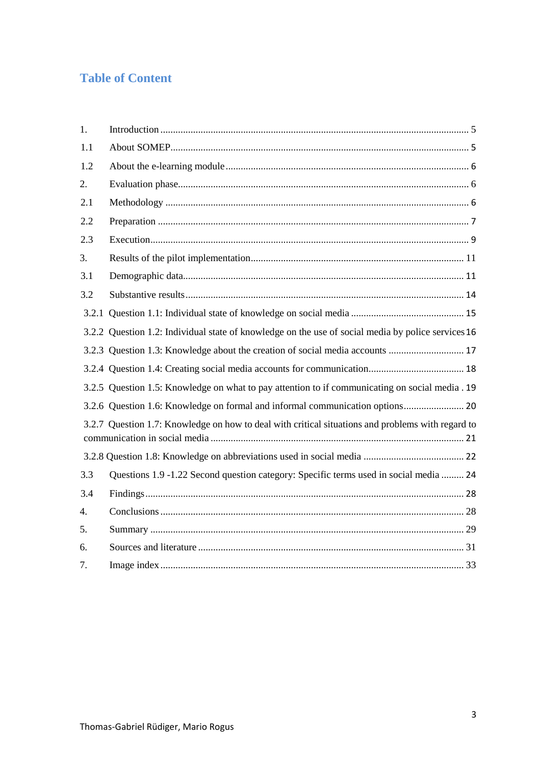# Table of Content

1. Introduction ........................................................................................................................ 5
1.1 About SOMEP...................................................................................................................... 5
1.2 About the e-learning module ................................................................................................ 6
2. Evaluation phase.................................................................................................................. 6
2.1 Methodology ........................................................................................................................ 6
2.2 Preparation .......................................................................................................................... 7
2.3 Execution.............................................................................................................................. 9
3. Results of the pilot implementation.................................................................................... 11
3.1 Demographic data............................................................................................................... 11
3.2 Substantive results.............................................................................................................. 14
3.2.1 Question 1.1: Individual state of knowledge on social media ............................................. 15
3.2.2 Question 1.2: Individual state of knowledge on the use of social media by police services 16
3.2.3 Question 1.3: Knowledge about the creation of social media accounts .............................. 17
3.2.4 Question 1.4: Creating social media accounts for communication...................................... 18
3.2.5 Question 1.5: Knowledge on what to pay attention to if communicating on social media . 19
3.2.6 Question 1.6: Knowledge on formal and informal communication options........................ 20
3.2.7 Question 1.7: Knowledge on how to deal with critical situations and problems with regard to communication in social media .................................................................................... 21
3.2.8 Question 1.8: Knowledge on abbreviations used in social media ........................................ 22
3.3 Questions 1.9 -1.22 Second question category: Specific terms used in social media ......... 24
3.4 Findings............................................................................................................................. 28
4. Conclusions ........................................................................................................................ 28
5. Summary ........................................................................................................................... 29
6. Sources and literature ......................................................................................................... 31
7. Image index ....................................................................................................................... 33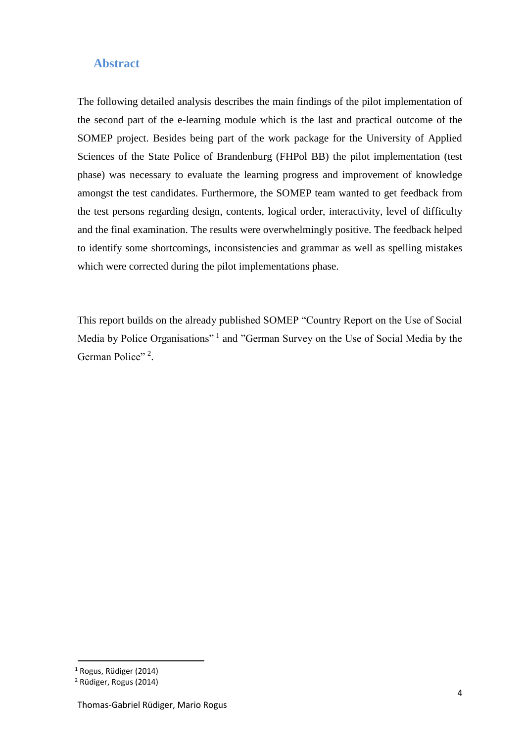## Abstract

The following detailed analysis describes the main findings of the pilot implementation of the second part of the e-learning module which is the last and practical outcome of the SOMEP project. Besides being part of the work package for the University of Applied Sciences of the State Police of Brandenburg (FHPol BB) the pilot implementation (test phase) was necessary to evaluate the learning progress and improvement of knowledge amongst the test candidates. Furthermore, the SOMEP team wanted to get feedback from the test persons regarding design, contents, logical order, interactivity, level of difficulty and the final examination. The results were overwhelmingly positive. The feedback helped to identify some shortcomings, inconsistencies and grammar as well as spelling mistakes which were corrected during the pilot implementations phase.

This report builds on the already published SOMEP "Country Report on the Use of Social Media by Police Organisations" [1] and "German Survey on the Use of Social Media by the German Police" [2].

---

[1] Rogus, Rüdiger (2014)

[2] Rüdiger, Rogus (2014)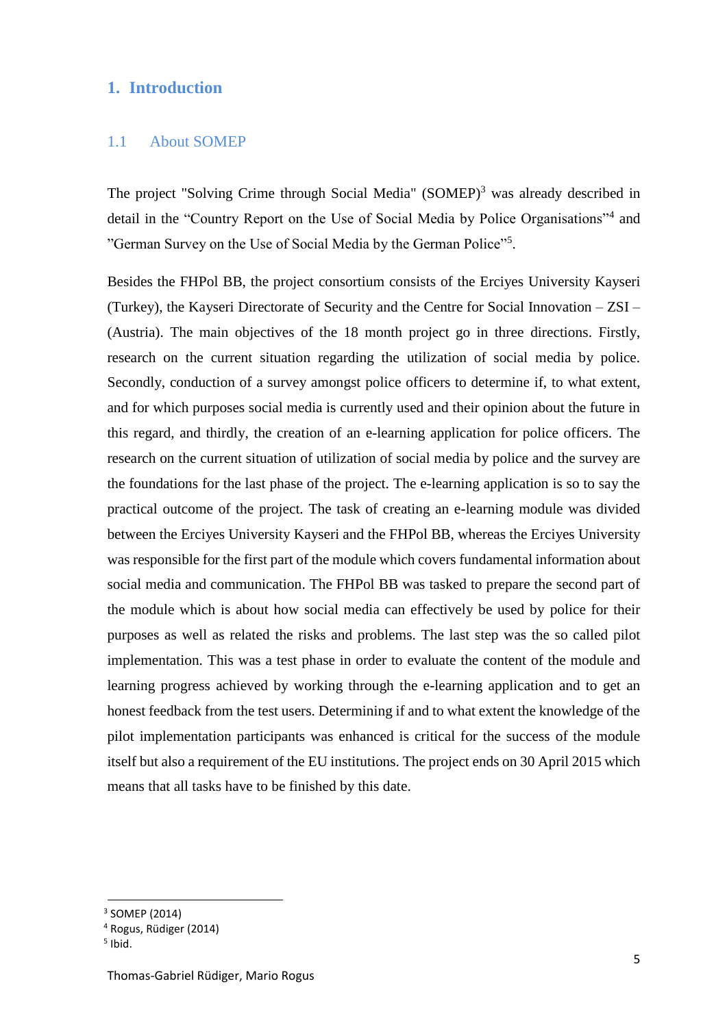# 1. Introduction

## 1.1 About SOMEP

The project "Solving Crime through Social Media" (SOMEP)[3] was already described in detail in the “Country Report on the Use of Social Media by Police Organisations”[4] and ”German Survey on the Use of Social Media by the German Police”[5].

Besides the FHPol BB, the project consortium consists of the Erciyes University Kayseri (Turkey), the Kayseri Directorate of Security and the Centre for Social Innovation – ZSI – (Austria). The main objectives of the 18 month project go in three directions. Firstly, research on the current situation regarding the utilization of social media by police. Secondly, conduction of a survey amongst police officers to determine if, to what extent, and for which purposes social media is currently used and their opinion about the future in this regard, and thirdly, the creation of an e-learning application for police officers. The research on the current situation of utilization of social media by police and the survey are the foundations for the last phase of the project. The e-learning application is so to say the practical outcome of the project. The task of creating an e-learning module was divided between the Erciyes University Kayseri and the FHPol BB, whereas the Erciyes University was responsible for the first part of the module which covers fundamental information about social media and communication. The FHPol BB was tasked to prepare the second part of the module which is about how social media can effectively be used by police for their purposes as well as related the risks and problems. The last step was the so called pilot implementation. This was a test phase in order to evaluate the content of the module and learning progress achieved by working through the e-learning application and to get an honest feedback from the test users. Determining if and to what extent the knowledge of the pilot implementation participants was enhanced is critical for the success of the module itself but also a requirement of the EU institutions. The project ends on 30 April 2015 which means that all tasks have to be finished by this date.

---

[3] SOMEP (2014)
[4] Rogus, Rüdiger (2014)
[5] Ibid.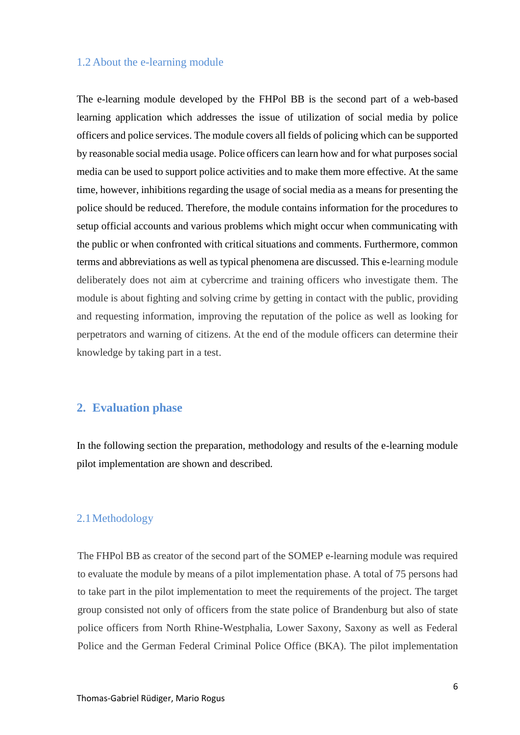### 1.2 About the e-learning module

The e-learning module developed by the FHPol BB is the second part of a web-based learning application which addresses the issue of utilization of social media by police officers and police services. The module covers all fields of policing which can be supported by reasonable social media usage. Police officers can learn how and for what purposes social media can be used to support police activities and to make them more effective. At the same time, however, inhibitions regarding the usage of social media as a means for presenting the police should be reduced. Therefore, the module contains information for the procedures to setup official accounts and various problems which might occur when communicating with the public or when confronted with critical situations and comments. Furthermore, common terms and abbreviations as well as typical phenomena are discussed. This e-learning module deliberately does not aim at cybercrime and training officers who investigate them. The module is about fighting and solving crime by getting in contact with the public, providing and requesting information, improving the reputation of the police as well as looking for perpetrators and warning of citizens. At the end of the module officers can determine their knowledge by taking part in a test.

## 2. Evaluation phase

In the following section the preparation, methodology and results of the e-learning module pilot implementation are shown and described.

### 2.1 Methodology

The FHPol BB as creator of the second part of the SOMEP e-learning module was required to evaluate the module by means of a pilot implementation phase. A total of 75 persons had to take part in the pilot implementation to meet the requirements of the project. The target group consisted not only of officers from the state police of Brandenburg but also of state police officers from North Rhine-Westphalia, Lower Saxony, Saxony as well as Federal Police and the German Federal Criminal Police Office (BKA). The pilot implementation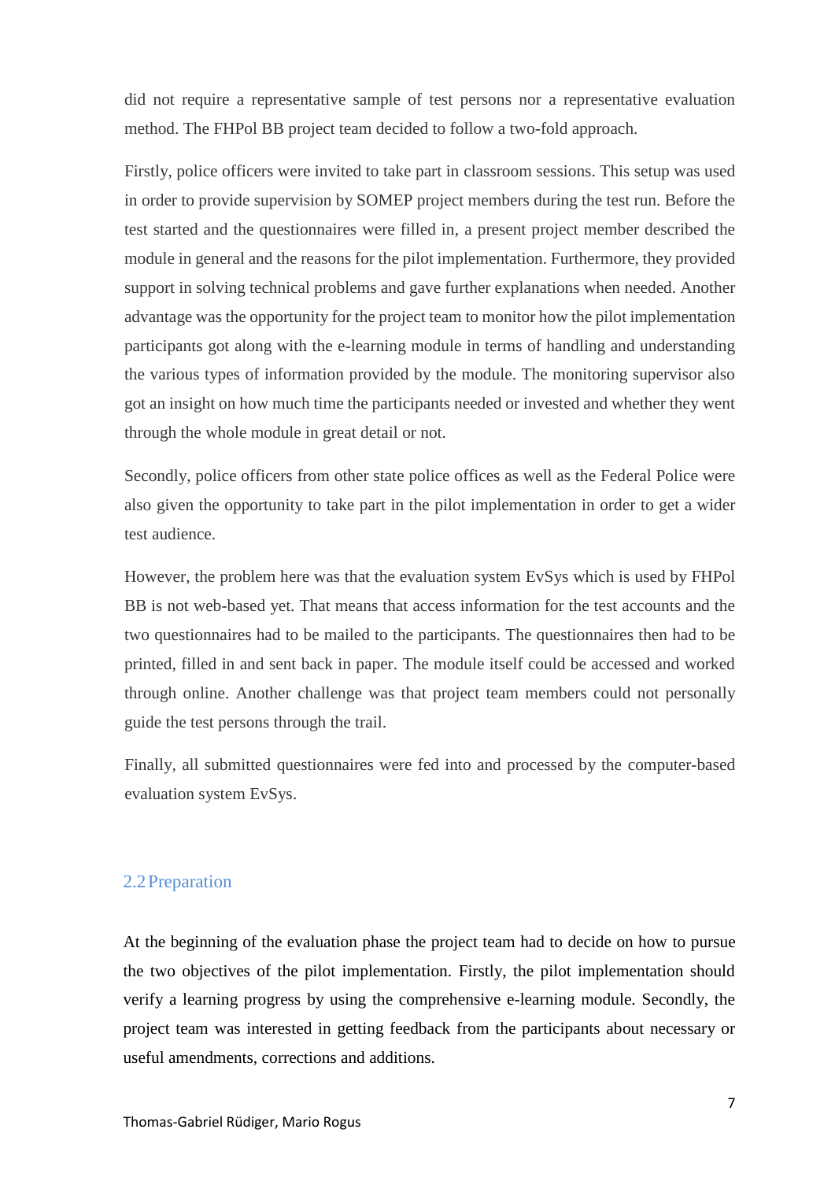did not require a representative sample of test persons nor a representative evaluation method. The FHPol BB project team decided to follow a two-fold approach.

Firstly, police officers were invited to take part in classroom sessions. This setup was used in order to provide supervision by SOMEP project members during the test run. Before the test started and the questionnaires were filled in, a present project member described the module in general and the reasons for the pilot implementation. Furthermore, they provided support in solving technical problems and gave further explanations when needed. Another advantage was the opportunity for the project team to monitor how the pilot implementation participants got along with the e-learning module in terms of handling and understanding the various types of information provided by the module. The monitoring supervisor also got an insight on how much time the participants needed or invested and whether they went through the whole module in great detail or not.

Secondly, police officers from other state police offices as well as the Federal Police were also given the opportunity to take part in the pilot implementation in order to get a wider test audience.

However, the problem here was that the evaluation system EvSys which is used by FHPol BB is not web-based yet. That means that access information for the test accounts and the two questionnaires had to be mailed to the participants. The questionnaires then had to be printed, filled in and sent back in paper. The module itself could be accessed and worked through online. Another challenge was that project team members could not personally guide the test persons through the trail.

Finally, all submitted questionnaires were fed into and processed by the computer-based evaluation system EvSys.

## 2.2 Preparation

At the beginning of the evaluation phase the project team had to decide on how to pursue the two objectives of the pilot implementation. Firstly, the pilot implementation should verify a learning progress by using the comprehensive e-learning module. Secondly, the project team was interested in getting feedback from the participants about necessary or useful amendments, corrections and additions.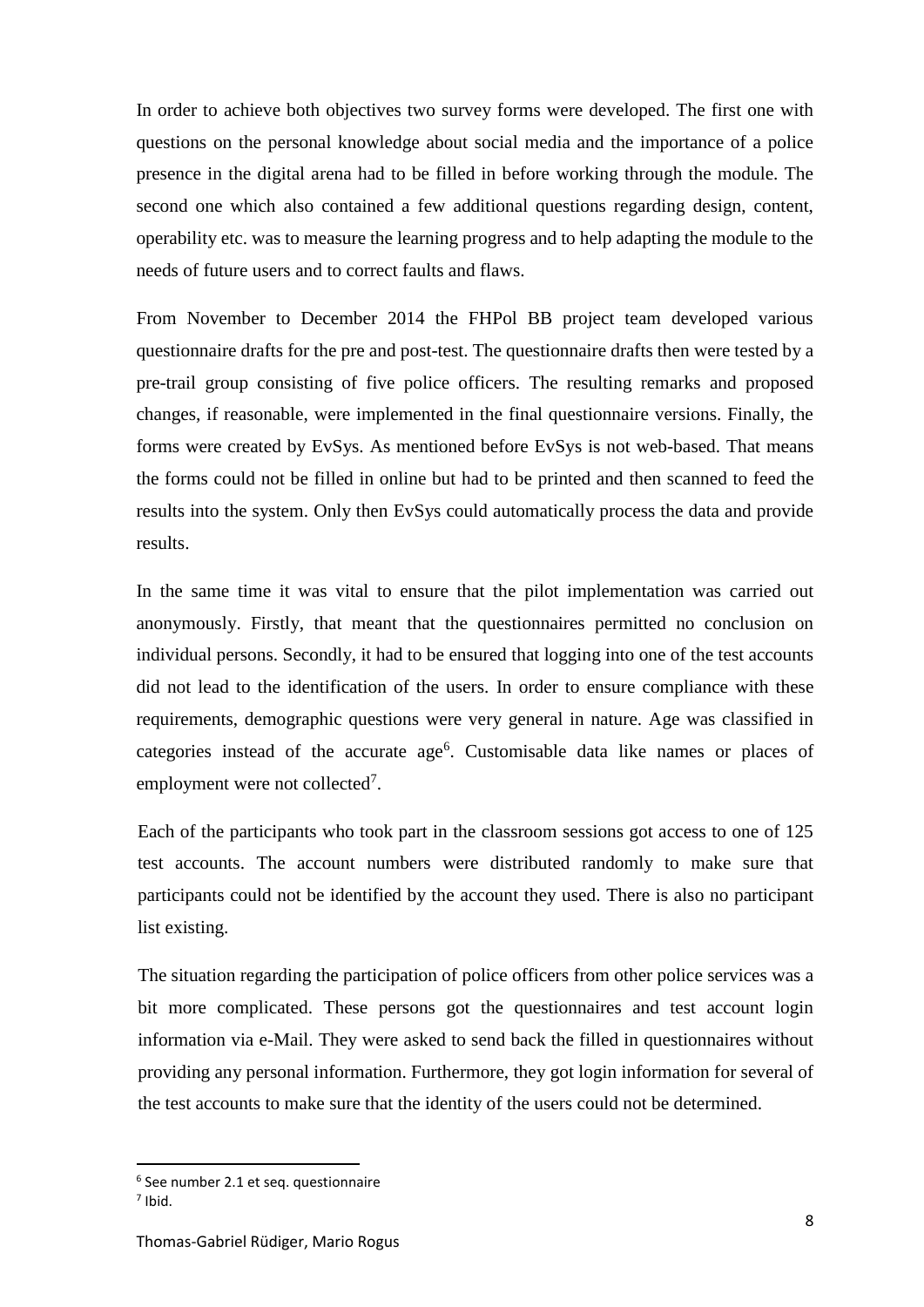In order to achieve both objectives two survey forms were developed. The first one with questions on the personal knowledge about social media and the importance of a police presence in the digital arena had to be filled in before working through the module. The second one which also contained a few additional questions regarding design, content, operability etc. was to measure the learning progress and to help adapting the module to the needs of future users and to correct faults and flaws.

From November to December 2014 the FHPol BB project team developed various questionnaire drafts for the pre and post-test. The questionnaire drafts then were tested by a pre-trail group consisting of five police officers. The resulting remarks and proposed changes, if reasonable, were implemented in the final questionnaire versions. Finally, the forms were created by EvSys. As mentioned before EvSys is not web-based. That means the forms could not be filled in online but had to be printed and then scanned to feed the results into the system. Only then EvSys could automatically process the data and provide results.

In the same time it was vital to ensure that the pilot implementation was carried out anonymously. Firstly, that meant that the questionnaires permitted no conclusion on individual persons. Secondly, it had to be ensured that logging into one of the test accounts did not lead to the identification of the users. In order to ensure compliance with these requirements, demographic questions were very general in nature. Age was classified in categories instead of the accurate age[6]. Customisable data like names or places of employment were not collected[7].

Each of the participants who took part in the classroom sessions got access to one of 125 test accounts. The account numbers were distributed randomly to make sure that participants could not be identified by the account they used. There is also no participant list existing.

The situation regarding the participation of police officers from other police services was a bit more complicated. These persons got the questionnaires and test account login information via e-Mail. They were asked to send back the filled in questionnaires without providing any personal information. Furthermore, they got login information for several of the test accounts to make sure that the identity of the users could not be determined.

[6] See number 2.1 et seq. questionnaire

[7] Ibid.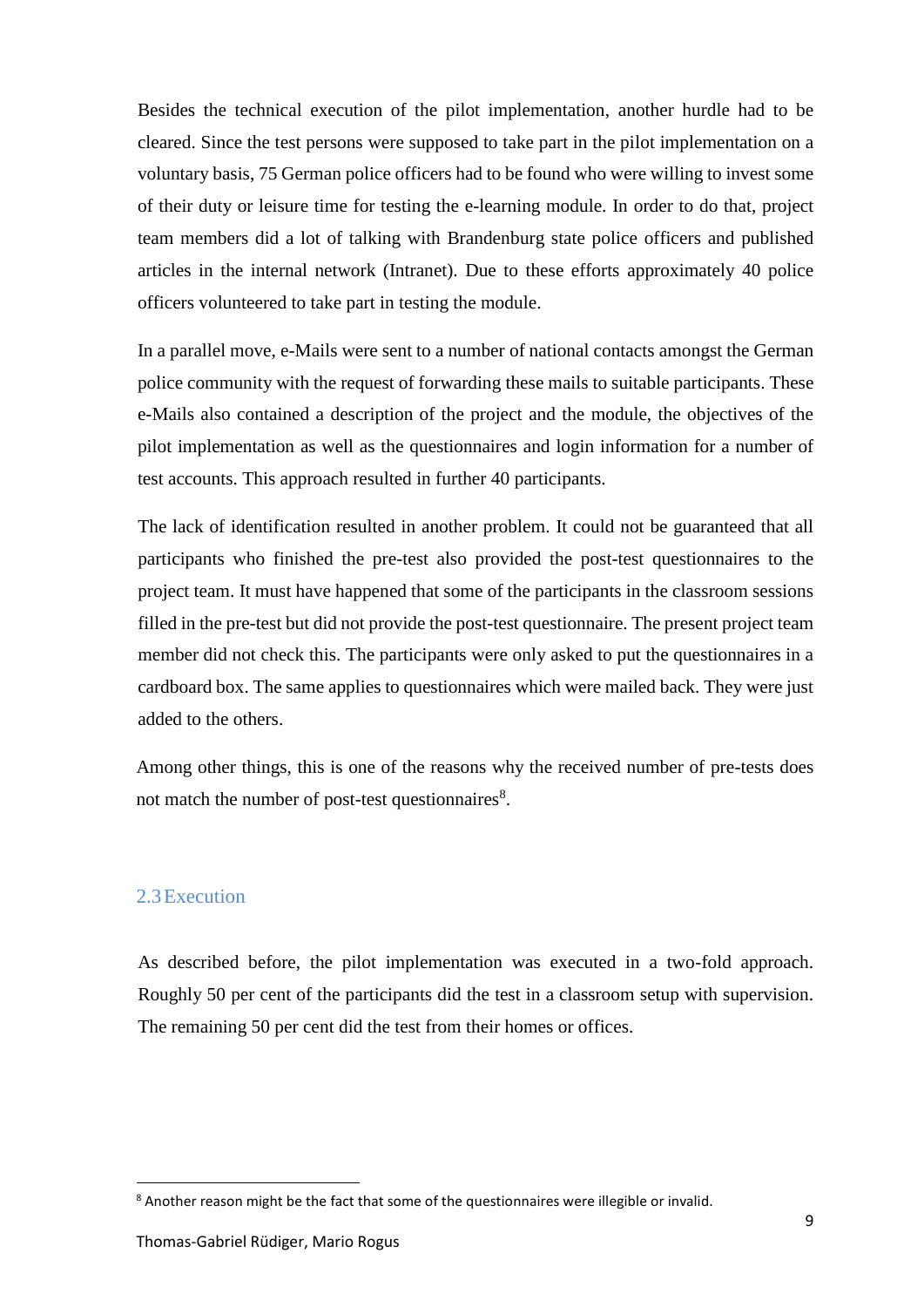Besides the technical execution of the pilot implementation, another hurdle had to be cleared. Since the test persons were supposed to take part in the pilot implementation on a voluntary basis, 75 German police officers had to be found who were willing to invest some of their duty or leisure time for testing the e-learning module. In order to do that, project team members did a lot of talking with Brandenburg state police officers and published articles in the internal network (Intranet). Due to these efforts approximately 40 police officers volunteered to take part in testing the module.

In a parallel move, e-Mails were sent to a number of national contacts amongst the German police community with the request of forwarding these mails to suitable participants. These e-Mails also contained a description of the project and the module, the objectives of the pilot implementation as well as the questionnaires and login information for a number of test accounts. This approach resulted in further 40 participants.

The lack of identification resulted in another problem. It could not be guaranteed that all participants who finished the pre-test also provided the post-test questionnaires to the project team. It must have happened that some of the participants in the classroom sessions filled in the pre-test but did not provide the post-test questionnaire. The present project team member did not check this. The participants were only asked to put the questionnaires in a cardboard box. The same applies to questionnaires which were mailed back. They were just added to the others.

Among other things, this is one of the reasons why the received number of pre-tests does not match the number of post-test questionnaires[8].

## 2.3 Execution

As described before, the pilot implementation was executed in a two-fold approach. Roughly 50 per cent of the participants did the test in a classroom setup with supervision. The remaining 50 per cent did the test from their homes or offices.

[8] Another reason might be the fact that some of the questionnaires were illegible or invalid.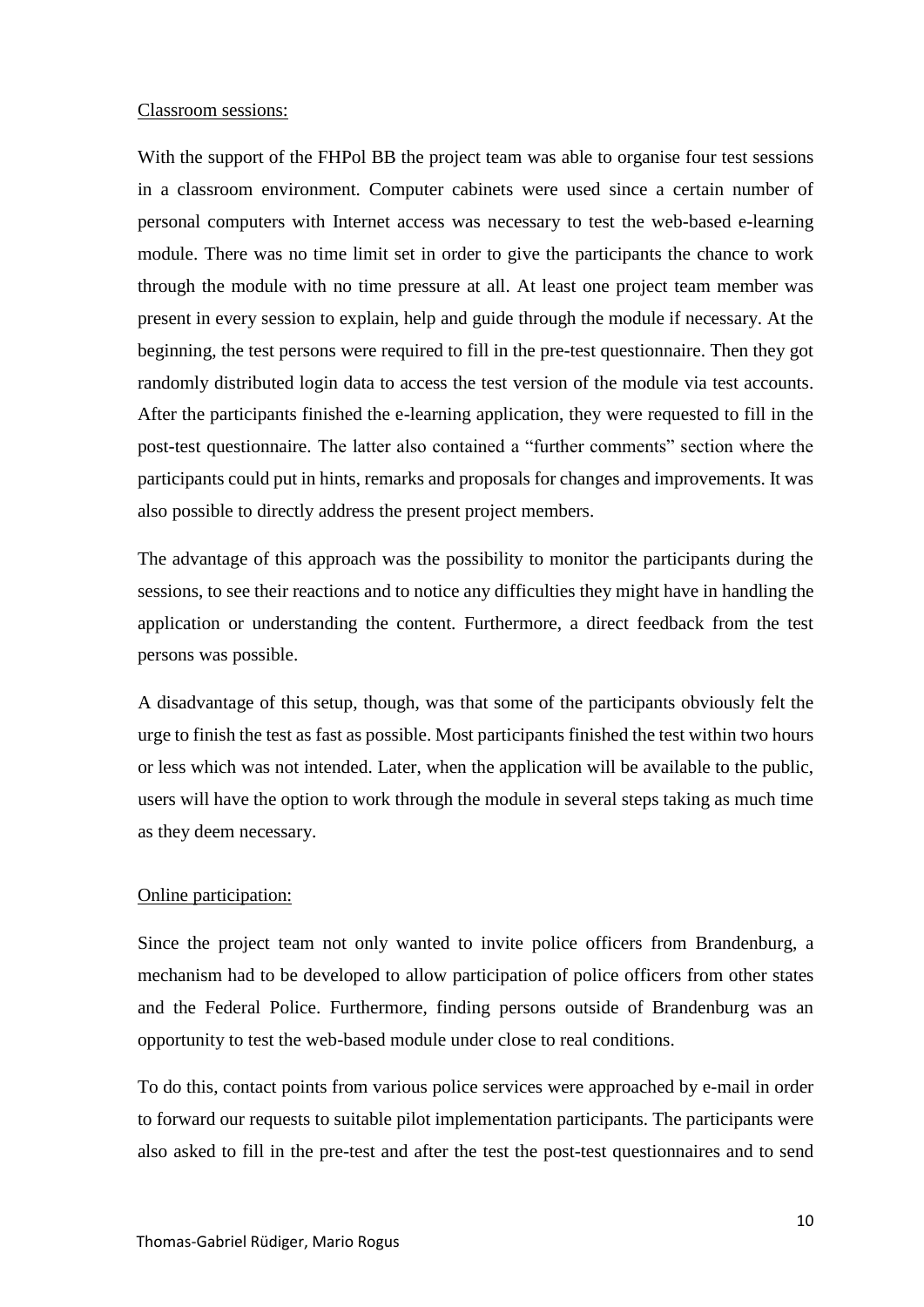Classroom sessions:

With the support of the FHPol BB the project team was able to organise four test sessions in a classroom environment. Computer cabinets were used since a certain number of personal computers with Internet access was necessary to test the web-based e-learning module. There was no time limit set in order to give the participants the chance to work through the module with no time pressure at all. At least one project team member was present in every session to explain, help and guide through the module if necessary. At the beginning, the test persons were required to fill in the pre-test questionnaire. Then they got randomly distributed login data to access the test version of the module via test accounts. After the participants finished the e-learning application, they were requested to fill in the post-test questionnaire. The latter also contained a "further comments" section where the participants could put in hints, remarks and proposals for changes and improvements. It was also possible to directly address the present project members.

The advantage of this approach was the possibility to monitor the participants during the sessions, to see their reactions and to notice any difficulties they might have in handling the application or understanding the content. Furthermore, a direct feedback from the test persons was possible.

A disadvantage of this setup, though, was that some of the participants obviously felt the urge to finish the test as fast as possible. Most participants finished the test within two hours or less which was not intended. Later, when the application will be available to the public, users will have the option to work through the module in several steps taking as much time as they deem necessary.

Online participation:

Since the project team not only wanted to invite police officers from Brandenburg, a mechanism had to be developed to allow participation of police officers from other states and the Federal Police. Furthermore, finding persons outside of Brandenburg was an opportunity to test the web-based module under close to real conditions.

To do this, contact points from various police services were approached by e-mail in order to forward our requests to suitable pilot implementation participants. The participants were also asked to fill in the pre-test and after the test the post-test questionnaires and to send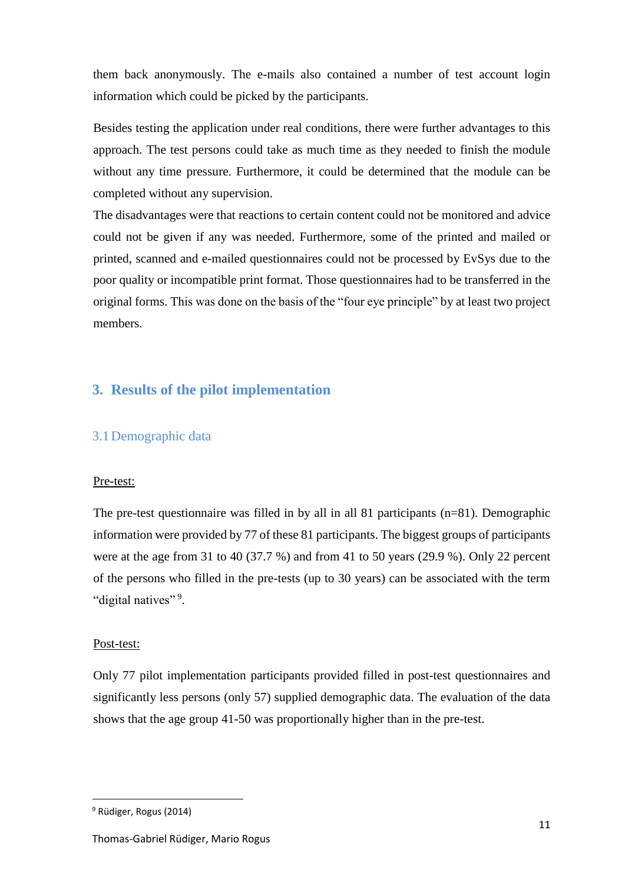them back anonymously. The e-mails also contained a number of test account login information which could be picked by the participants.

Besides testing the application under real conditions, there were further advantages to this approach. The test persons could take as much time as they needed to finish the module without any time pressure. Furthermore, it could be determined that the module can be completed without any supervision.
The disadvantages were that reactions to certain content could not be monitored and advice could not be given if any was needed. Furthermore, some of the printed and mailed or printed, scanned and e-mailed questionnaires could not be processed by EvSys due to the poor quality or incompatible print format. Those questionnaires had to be transferred in the original forms. This was done on the basis of the "four eye principle" by at least two project members.

# 3. Results of the pilot implementation

## 3.1 Demographic data

Pre-test:

The pre-test questionnaire was filled in by all in all 81 participants (n=81). Demographic information were provided by 77 of these 81 participants. The biggest groups of participants were at the age from 31 to 40 (37.7 %) and from 41 to 50 years (29.9 %). Only 22 percent of the persons who filled in the pre-tests (up to 30 years) can be associated with the term "digital natives"[9].

Post-test:

Only 77 pilot implementation participants provided filled in post-test questionnaires and significantly less persons (only 57) supplied demographic data. The evaluation of the data shows that the age group 41-50 was proportionally higher than in the pre-test.

[9] Rüdiger, Rogus (2014)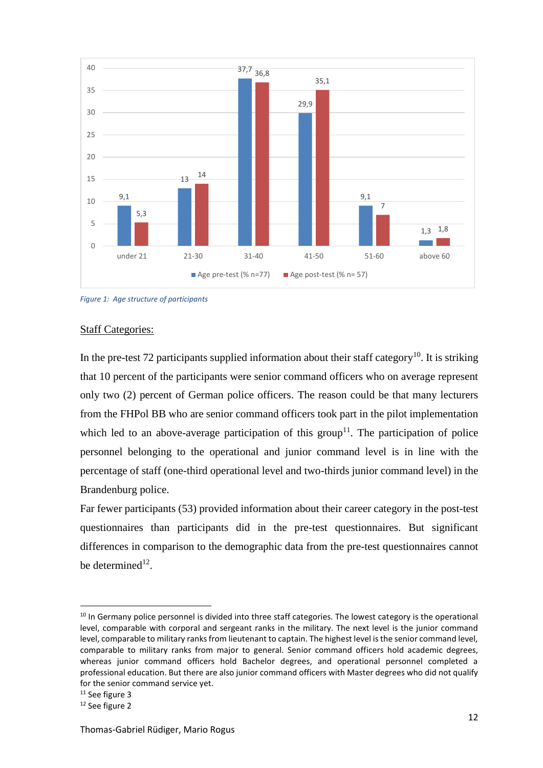| | under 21 | 21-30 | 31-40 | 41-50 | 51-60 | above 60 |
|---|---|---|---|---|---|---|
| Age pre-test (% n=77) | 9,1 | 13 | 37,7 | 29,9 | 9,1 | 1,3 |
| Age post-test (% n= 57) | 5,3 | 14 | 36,8 | 35,1 | 7 | 1,8 |

*Figure 1: Age structure of participants*

Staff Categories:

In the pre-test 72 participants supplied information about their staff category[10]. It is striking that 10 percent of the participants were senior command officers who on average represent only two (2) percent of German police officers. The reason could be that many lecturers from the FHPol BB who are senior command officers took part in the pilot implementation which led to an above-average participation of this group[11]. The participation of police personnel belonging to the operational and junior command level is in line with the percentage of staff (one-third operational level and two-thirds junior command level) in the Brandenburg police.

Far fewer participants (53) provided information about their career category in the post-test questionnaires than participants did in the pre-test questionnaires. But significant differences in comparison to the demographic data from the pre-test questionnaires cannot be determined[12].

---

[10] In Germany police personnel is divided into three staff categories. The lowest category is the operational level, comparable with corporal and sergeant ranks in the military. The next level is the junior command level, comparable to military ranks from lieutenant to captain. The highest level is the senior command level, comparable to military ranks from major to general. Senior command officers hold academic degrees, whereas junior command officers hold Bachelor degrees, and operational personnel completed a professional education. But there are also junior command officers with Master degrees who did not qualify for the senior command service yet.

[11] See figure 3

[12] See figure 2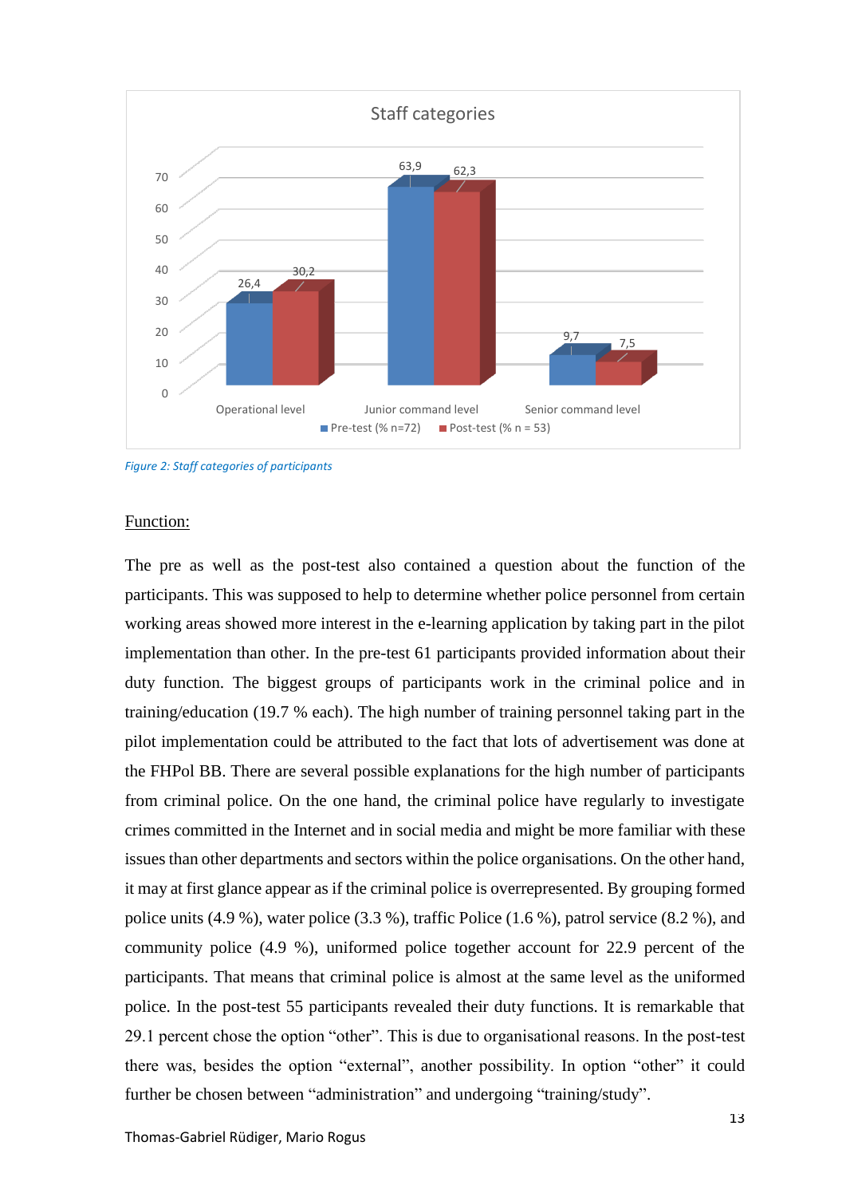Figure 2: Staff categories of participants

Function:

The pre as well as the post-test also contained a question about the function of the participants. This was supposed to help to determine whether police personnel from certain working areas showed more interest in the e-learning application by taking part in the pilot implementation than other. In the pre-test 61 participants provided information about their duty function. The biggest groups of participants work in the criminal police and in training/education (19.7 % each). The high number of training personnel taking part in the pilot implementation could be attributed to the fact that lots of advertisement was done at the FHPol BB. There are several possible explanations for the high number of participants from criminal police. On the one hand, the criminal police have regularly to investigate crimes committed in the Internet and in social media and might be more familiar with these issues than other departments and sectors within the police organisations. On the other hand, it may at first glance appear as if the criminal police is overrepresented. By grouping formed police units (4.9 %), water police (3.3 %), traffic Police (1.6 %), patrol service (8.2 %), and community police (4.9 %), uniformed police together account for 22.9 percent of the participants. That means that criminal police is almost at the same level as the uniformed police. In the post-test 55 participants revealed their duty functions. It is remarkable that 29.1 percent chose the option "other". This is due to organisational reasons. In the post-test there was, besides the option "external", another possibility. In option "other" it could further be chosen between "administration" and undergoing "training/study".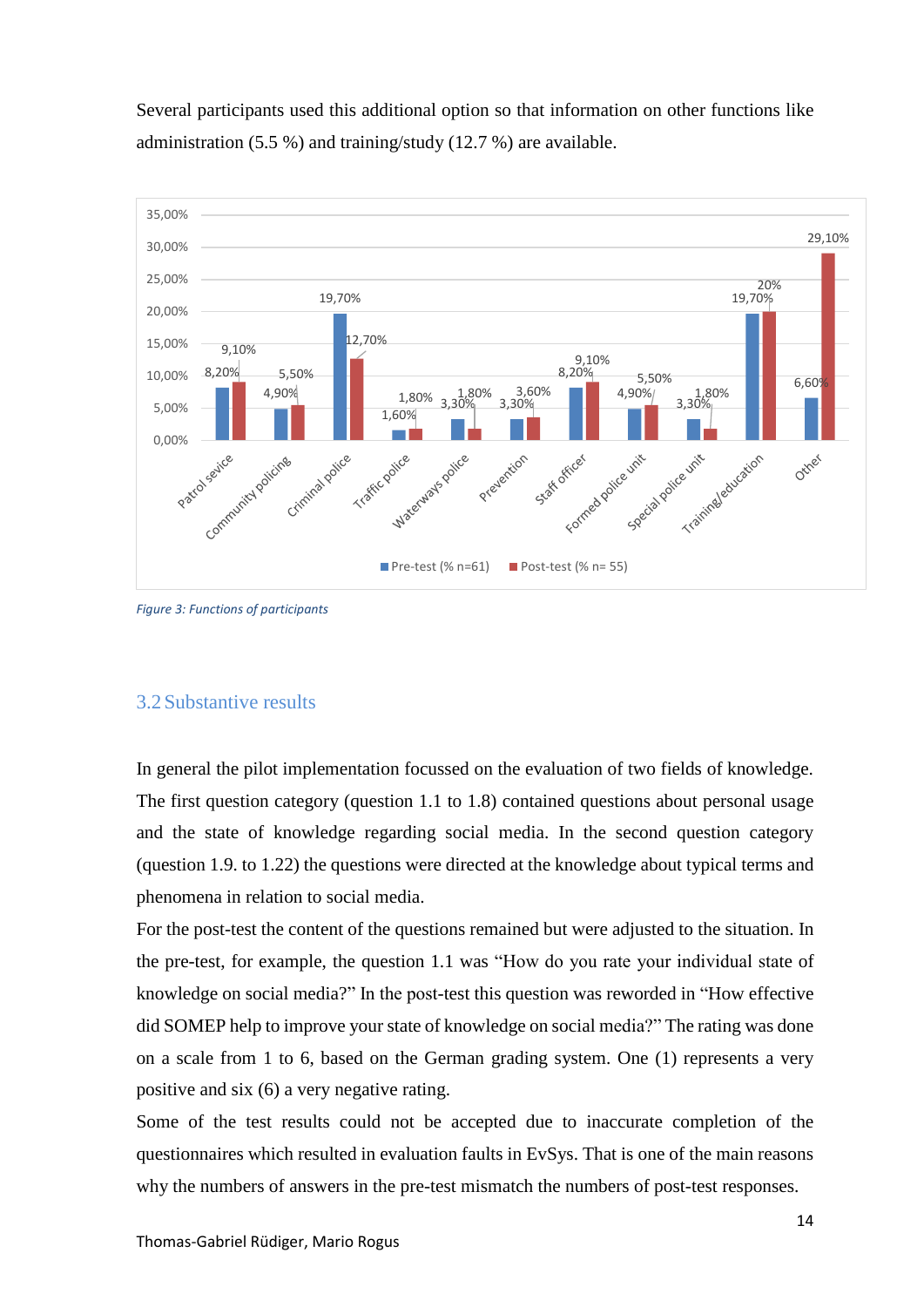Several participants used this additional option so that information on other functions like administration (5.5 %) and training/study (12.7 %) are available.

| Function | Pre-test (% n=61) | Post-test (% n= 55) |
|---|---|---|
| Patrol sevice | 8,20% | 9,10% |
| Community policing | 4,90% | 5,50% |
| Criminal police | 19,70% | 12,70% |
| Traffic police | 1,60% | 1,80% |
| Waterways police | 3,30% | 1,80% |
| Prevention | 3,30% | 3,60% |
| Staff officer | 8,20% | 9,10% |
| Formed police unit | 4,90% | 5,50% |
| Special police unit | 3,30% | 1,80% |
| Training/education | 19,70% | 20% |
| Other | 6,60% | 29,10% |

*Figure 3: Functions of participants*

## 3.2 Substantive results

In general the pilot implementation focussed on the evaluation of two fields of knowledge. The first question category (question 1.1 to 1.8) contained questions about personal usage and the state of knowledge regarding social media. In the second question category (question 1.9. to 1.22) the questions were directed at the knowledge about typical terms and phenomena in relation to social media.

For the post-test the content of the questions remained but were adjusted to the situation. In the pre-test, for example, the question 1.1 was "How do you rate your individual state of knowledge on social media?" In the post-test this question was reworded in "How effective did SOMEP help to improve your state of knowledge on social media?" The rating was done on a scale from 1 to 6, based on the German grading system. One (1) represents a very positive and six (6) a very negative rating.

Some of the test results could not be accepted due to inaccurate completion of the questionnaires which resulted in evaluation faults in EvSys. That is one of the main reasons why the numbers of answers in the pre-test mismatch the numbers of post-test responses.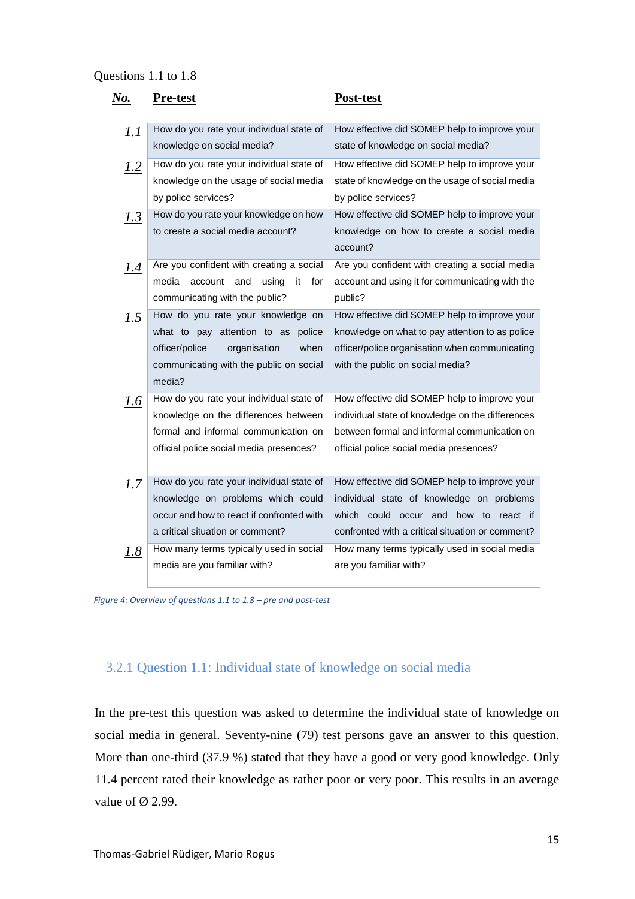Questions 1.1 to 1.8

| *No.* | **Pre-test** | **Post-test** |
|---|---|---|
| *1.1* | How do you rate your individual state of knowledge on social media? | How effective did SOMEP help to improve your state of knowledge on social media? |
| *1.2* | How do you rate your individual state of knowledge on the usage of social media by police services? | How effective did SOMEP help to improve your state of knowledge on the usage of social media by police services? |
| *1.3* | How do you rate your knowledge on how to create a social media account? | How effective did SOMEP help to improve your knowledge on how to create a social media account? |
| *1.4* | Are you confident with creating a social media account and using it for communicating with the public? | Are you confident with creating a social media account and using it for communicating with the public? |
| *1.5* | How do you rate your knowledge on what to pay attention to as police officer/police organisation when communicating with the public on social media? | How effective did SOMEP help to improve your knowledge on what to pay attention to as police officer/police organisation when communicating with the public on social media? |
| *1.6* | How do you rate your individual state of knowledge on the differences between formal and informal communication on official police social media presences? | How effective did SOMEP help to improve your individual state of knowledge on the differences between formal and informal communication on official police social media presences? |
| *1.7* | How do you rate your individual state of knowledge on problems which could occur and how to react if confronted with a critical situation or comment? | How effective did SOMEP help to improve your individual state of knowledge on problems which could occur and how to react if confronted with a critical situation or comment? |
| *1.8* | How many terms typically used in social media are you familiar with? | How many terms typically used in social media are you familiar with? |

*Figure 4: Overview of questions 1.1 to 1.8 – pre and post-test*

### 3.2.1 Question 1.1: Individual state of knowledge on social media

In the pre-test this question was asked to determine the individual state of knowledge on social media in general. Seventy-nine (79) test persons gave an answer to this question. More than one-third (37.9 %) stated that they have a good or very good knowledge. Only 11.4 percent rated their knowledge as rather poor or very poor. This results in an average value of Ø 2.99.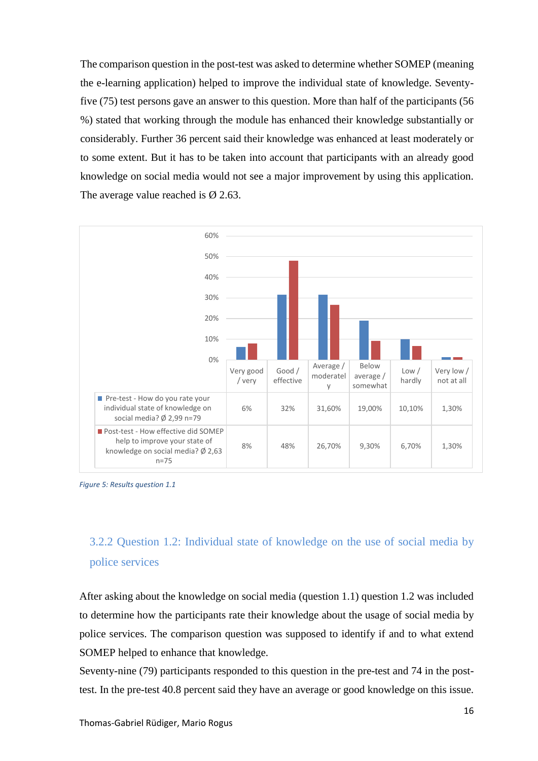The comparison question in the post-test was asked to determine whether SOMEP (meaning the e-learning application) helped to improve the individual state of knowledge. Seventy-five (75) test persons gave an answer to this question. More than half of the participants (56 %) stated that working through the module has enhanced their knowledge substantially or considerably. Further 36 percent said their knowledge was enhanced at least moderately or to some extent. But it has to be taken into account that participants with an already good knowledge on social media would not see a major improvement by using this application. The average value reached is Ø 2.63.

| | Very good / very | Good / effective | Average / moderately | Below average / somewhat | Low / hardly | Very low / not at all |
|---|---|---|---|---|---|---|
| Pre-test - How do you rate your individual state of knowledge on social media? Ø 2,99 n=79 | 6% | 32% | 31,60% | 19,00% | 10,10% | 1,30% |
| Post-test - How effective did SOMEP help to improve your state of knowledge on social media? Ø 2,63 n=75 | 8% | 48% | 26,70% | 9,30% | 6,70% | 1,30% |

*Figure 5: Results question 1.1*

### 3.2.2 Question 1.2: Individual state of knowledge on the use of social media by police services

After asking about the knowledge on social media (question 1.1) question 1.2 was included to determine how the participants rate their knowledge about the usage of social media by police services. The comparison question was supposed to identify if and to what extend SOMEP helped to enhance that knowledge.

Seventy-nine (79) participants responded to this question in the pre-test and 74 in the post-test. In the pre-test 40.8 percent said they have an average or good knowledge on this issue.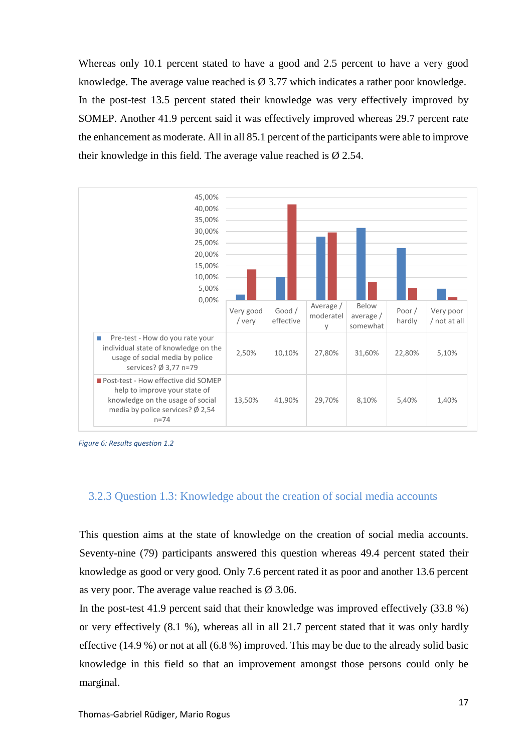Whereas only 10.1 percent stated to have a good and 2.5 percent to have a very good knowledge. The average value reached is Ø 3.77 which indicates a rather poor knowledge. In the post-test 13.5 percent stated their knowledge was very effectively improved by SOMEP. Another 41.9 percent said it was effectively improved whereas 29.7 percent rate the enhancement as moderate. All in all 85.1 percent of the participants were able to improve their knowledge in this field. The average value reached is Ø 2.54.

| | Very good / very | Good / effective | Average / moderately | Below average / somewhat | Poor / hardly | Very poor / not at all |
|---|---|---|---|---|---|---|
| Pre-test - How do you rate your individual state of knowledge on the usage of social media by police services? Ø 3,77 n=79 | 2,50% | 10,10% | 27,80% | 31,60% | 22,80% | 5,10% |
| Post-test - How effective did SOMEP help to improve your state of knowledge on the usage of social media by police services? Ø 2,54 n=74 | 13,50% | 41,90% | 29,70% | 8,10% | 5,40% | 1,40% |

*Figure 6: Results question 1.2*

### 3.2.3 Question 1.3: Knowledge about the creation of social media accounts

This question aims at the state of knowledge on the creation of social media accounts. Seventy-nine (79) participants answered this question whereas 49.4 percent stated their knowledge as good or very good. Only 7.6 percent rated it as poor and another 13.6 percent as very poor. The average value reached is Ø 3.06.

In the post-test 41.9 percent said that their knowledge was improved effectively (33.8 %) or very effectively (8.1 %), whereas all in all 21.7 percent stated that it was only hardly effective (14.9 %) or not at all (6.8 %) improved. This may be due to the already solid basic knowledge in this field so that an improvement amongst those persons could only be marginal.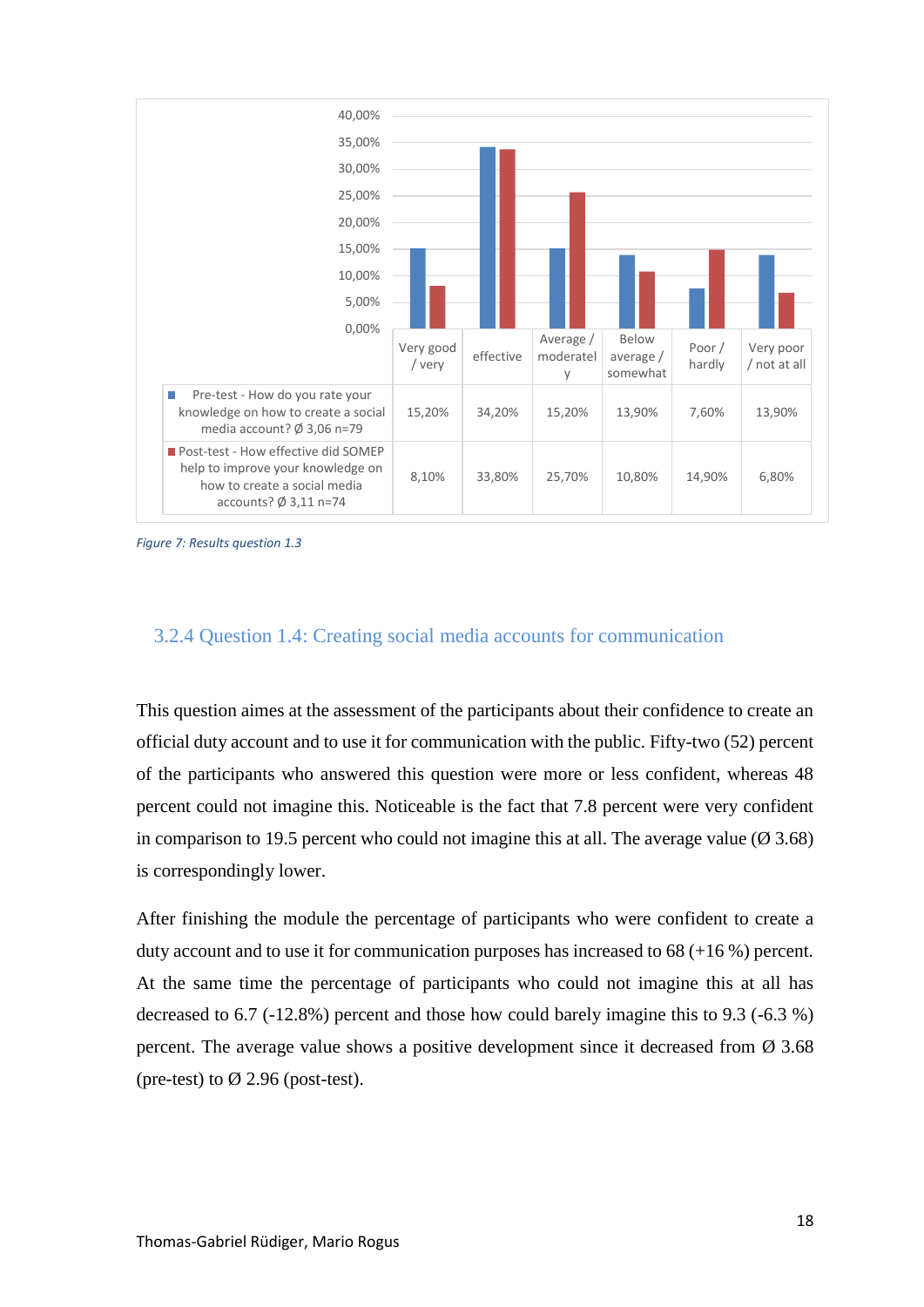| | Very good / very | effective | Average / moderately | Below average / somewhat | Poor / hardly | Very poor / not at all |
|---|---|---|---|---|---|---|
| Pre-test - How do you rate your knowledge on how to create a social media account? Ø 3,06 n=79 | 15,20% | 34,20% | 15,20% | 13,90% | 7,60% | 13,90% |
| Post-test - How effective did SOMEP help to improve your knowledge on how to create a social media accounts? Ø 3,11 n=74 | 8,10% | 33,80% | 25,70% | 10,80% | 14,90% | 6,80% |

*Figure 7: Results question 1.3*

### 3.2.4 Question 1.4: Creating social media accounts for communication

This question aimes at the assessment of the participants about their confidence to create an official duty account and to use it for communication with the public. Fifty-two (52) percent of the participants who answered this question were more or less confident, whereas 48 percent could not imagine this. Noticeable is the fact that 7.8 percent were very confident in comparison to 19.5 percent who could not imagine this at all. The average value (Ø 3.68) is correspondingly lower.

After finishing the module the percentage of participants who were confident to create a duty account and to use it for communication purposes has increased to 68 (+16 %) percent. At the same time the percentage of participants who could not imagine this at all has decreased to 6.7 (-12.8%) percent and those how could barely imagine this to 9.3 (-6.3 %) percent. The average value shows a positive development since it decreased from Ø 3.68 (pre-test) to Ø 2.96 (post-test).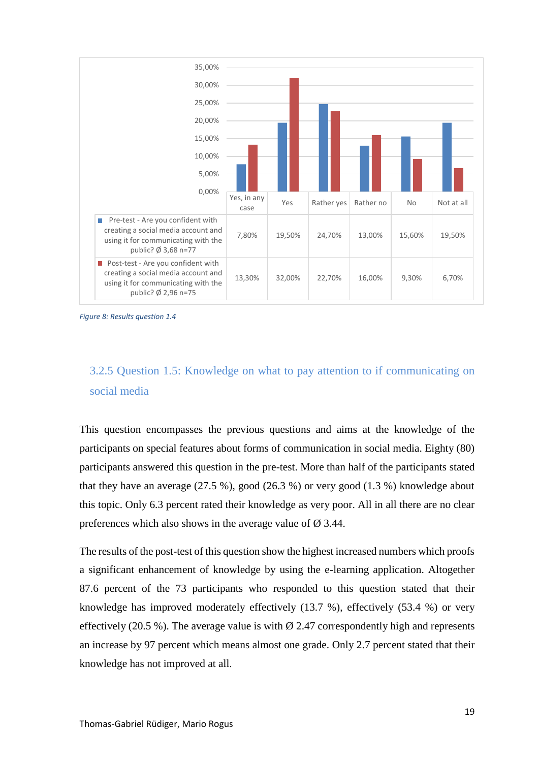| | Yes, in any case | Yes | Rather yes | Rather no | No | Not at all |
|---|---|---|---|---|---|---|
| Pre-test - Are you confident with creating a social media account and using it for communicating with the public? Ø 3,68 n=77 | 7,80% | 19,50% | 24,70% | 13,00% | 15,60% | 19,50% |
| Post-test - Are you confident with creating a social media account and using it for communicating with the public? Ø 2,96 n=75 | 13,30% | 32,00% | 22,70% | 16,00% | 9,30% | 6,70% |

*Figure 8: Results question 1.4*

### 3.2.5 Question 1.5: Knowledge on what to pay attention to if communicating on social media

This question encompasses the previous questions and aims at the knowledge of the participants on special features about forms of communication in social media. Eighty (80) participants answered this question in the pre-test. More than half of the participants stated that they have an average (27.5 %), good (26.3 %) or very good (1.3 %) knowledge about this topic. Only 6.3 percent rated their knowledge as very poor. All in all there are no clear preferences which also shows in the average value of Ø 3.44.

The results of the post-test of this question show the highest increased numbers which proofs a significant enhancement of knowledge by using the e-learning application. Altogether 87.6 percent of the 73 participants who responded to this question stated that their knowledge has improved moderately effectively (13.7 %), effectively (53.4 %) or very effectively (20.5 %). The average value is with Ø 2.47 correspondently high and represents an increase by 97 percent which means almost one grade. Only 2.7 percent stated that their knowledge has not improved at all.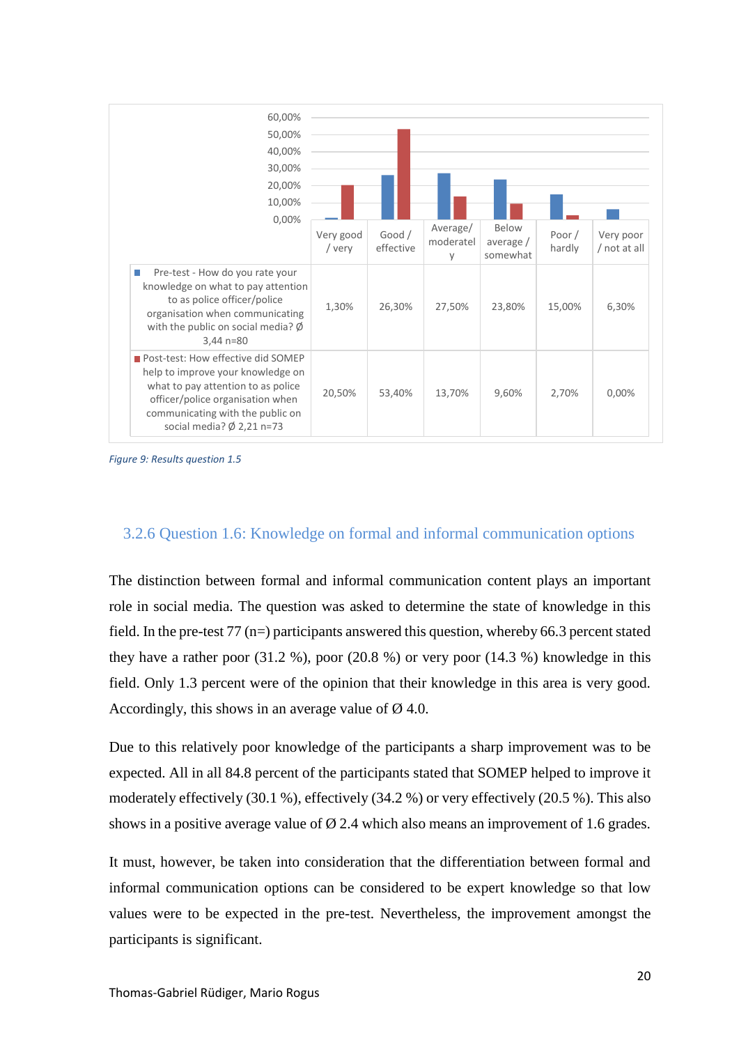| | Very good / very | Good / effective | Average/ moderately | Below average / somewhat | Poor / hardly | Very poor / not at all |
|---|---|---|---|---|---|---|
| Pre-test - How do you rate your knowledge on what to pay attention to as police officer/police organisation when communicating with the public on social media? Ø 3,44 n=80 | 1,30% | 26,30% | 27,50% | 23,80% | 15,00% | 6,30% |
| Post-test: How effective did SOMEP help to improve your knowledge on what to pay attention to as police officer/police organisation when communicating with the public on social media? Ø 2,21 n=73 | 20,50% | 53,40% | 13,70% | 9,60% | 2,70% | 0,00% |

*Figure 9: Results question 1.5*

### 3.2.6 Question 1.6: Knowledge on formal and informal communication options

The distinction between formal and informal communication content plays an important role in social media. The question was asked to determine the state of knowledge in this field. In the pre-test 77 (n=) participants answered this question, whereby 66.3 percent stated they have a rather poor (31.2 %), poor (20.8 %) or very poor (14.3 %) knowledge in this field. Only 1.3 percent were of the opinion that their knowledge in this area is very good. Accordingly, this shows in an average value of Ø 4.0.

Due to this relatively poor knowledge of the participants a sharp improvement was to be expected. All in all 84.8 percent of the participants stated that SOMEP helped to improve it moderately effectively (30.1 %), effectively (34.2 %) or very effectively (20.5 %). This also shows in a positive average value of Ø 2.4 which also means an improvement of 1.6 grades.

It must, however, be taken into consideration that the differentiation between formal and informal communication options can be considered to be expert knowledge so that low values were to be expected in the pre-test. Nevertheless, the improvement amongst the participants is significant.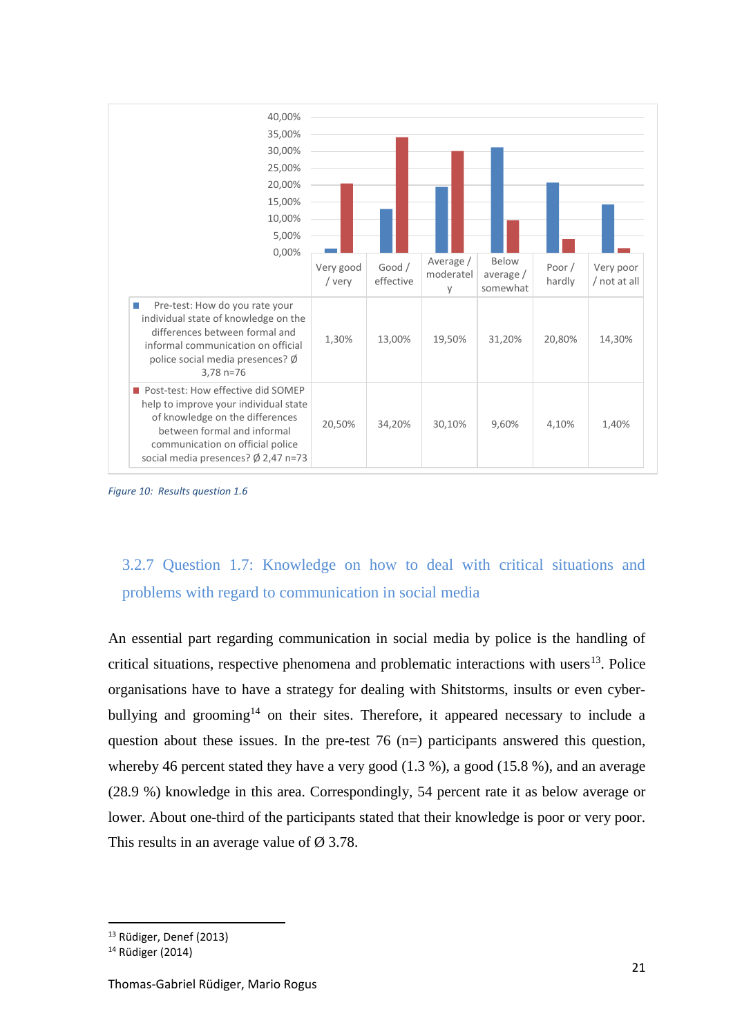| | Very good / very | Good / effective | Average / moderately | Below average / somewhat | Poor / hardly | Very poor / not at all |
|---|---|---|---|---|---|---|
| Pre-test: How do you rate your individual state of knowledge on the differences between formal and informal communication on official police social media presences? Ø 3,78 n=76 | 1,30% | 13,00% | 19,50% | 31,20% | 20,80% | 14,30% |
| Post-test: How effective did SOMEP help to improve your individual state of knowledge on the differences between formal and informal communication on official police social media presences? Ø 2,47 n=73 | 20,50% | 34,20% | 30,10% | 9,60% | 4,10% | 1,40% |

*Figure 10: Results question 1.6*

### 3.2.7 Question 1.7: Knowledge on how to deal with critical situations and problems with regard to communication in social media

An essential part regarding communication in social media by police is the handling of critical situations, respective phenomena and problematic interactions with users[13]. Police organisations have to have a strategy for dealing with Shitstorms, insults or even cyber-bullying and grooming[14] on their sites. Therefore, it appeared necessary to include a question about these issues. In the pre-test 76 (n=) participants answered this question, whereby 46 percent stated they have a very good (1.3 %), a good (15.8 %), and an average (28.9 %) knowledge in this area. Correspondingly, 54 percent rate it as below average or lower. About one-third of the participants stated that their knowledge is poor or very poor. This results in an average value of Ø 3.78.

---

[13] Rüdiger, Denef (2013)

[14] Rüdiger (2014)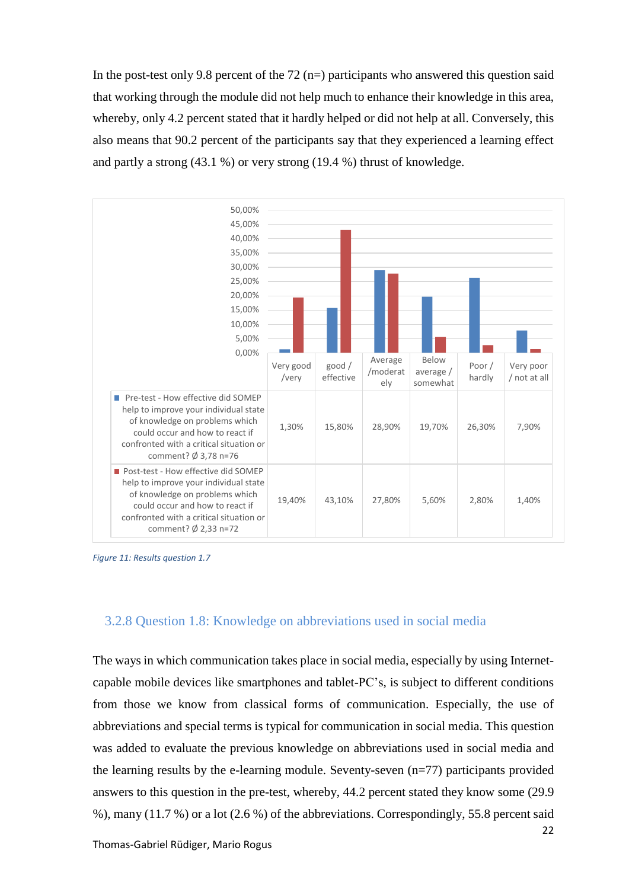In the post-test only 9.8 percent of the 72 (n=) participants who answered this question said that working through the module did not help much to enhance their knowledge in this area, whereby, only 4.2 percent stated that it hardly helped or did not help at all. Conversely, this also means that 90.2 percent of the participants say that they experienced a learning effect and partly a strong (43.1 %) or very strong (19.4 %) thrust of knowledge.

| | Very good /very | good / effective | Average /moderately | Below average / somewhat | Poor / hardly | Very poor / not at all |
|---|---|---|---|---|---|---|
| Pre-test - How effective did SOMEP help to improve your individual state of knowledge on problems which could occur and how to react if confronted with a critical situation or comment? Ø 3,78 n=76 | 1,30% | 15,80% | 28,90% | 19,70% | 26,30% | 7,90% |
| Post-test - How effective did SOMEP help to improve your individual state of knowledge on problems which could occur and how to react if confronted with a critical situation or comment? Ø 2,33 n=72 | 19,40% | 43,10% | 27,80% | 5,60% | 2,80% | 1,40% |

*Figure 11: Results question 1.7*

### 3.2.8 Question 1.8: Knowledge on abbreviations used in social media

The ways in which communication takes place in social media, especially by using Internet-capable mobile devices like smartphones and tablet-PC's, is subject to different conditions from those we know from classical forms of communication. Especially, the use of abbreviations and special terms is typical for communication in social media. This question was added to evaluate the previous knowledge on abbreviations used in social media and the learning results by the e-learning module. Seventy-seven (n=77) participants provided answers to this question in the pre-test, whereby, 44.2 percent stated they know some (29.9 %), many (11.7 %) or a lot (2.6 %) of the abbreviations. Correspondingly, 55.8 percent said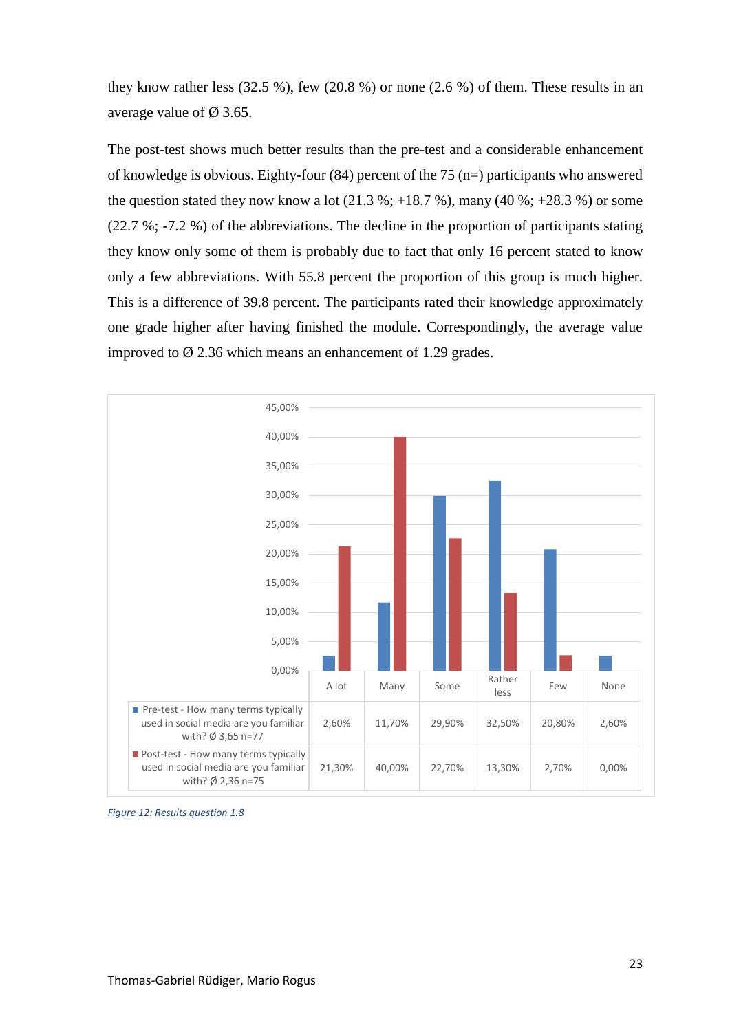they know rather less (32.5 %), few (20.8 %) or none (2.6 %) of them. These results in an average value of Ø 3.65.

The post-test shows much better results than the pre-test and a considerable enhancement of knowledge is obvious. Eighty-four (84) percent of the 75 (n=) participants who answered the question stated they now know a lot (21.3 %; +18.7 %), many (40 %; +28.3 %) or some (22.7 %; -7.2 %) of the abbreviations. The decline in the proportion of participants stating they know only some of them is probably due to fact that only 16 percent stated to know only a few abbreviations. With 55.8 percent the proportion of this group is much higher. This is a difference of 39.8 percent. The participants rated their knowledge approximately one grade higher after having finished the module. Correspondingly, the average value improved to Ø 2.36 which means an enhancement of 1.29 grades.

| | A lot | Many | Some | Rather less | Few | None |
|---|---|---|---|---|---|---|
| Pre-test - How many terms typically used in social media are you familiar with? Ø 3,65 n=77 | 2,60% | 11,70% | 29,90% | 32,50% | 20,80% | 2,60% |
| Post-test - How many terms typically used in social media are you familiar with? Ø 2,36 n=75 | 21,30% | 40,00% | 22,70% | 13,30% | 2,70% | 0,00% |

*Figure 12: Results question 1.8*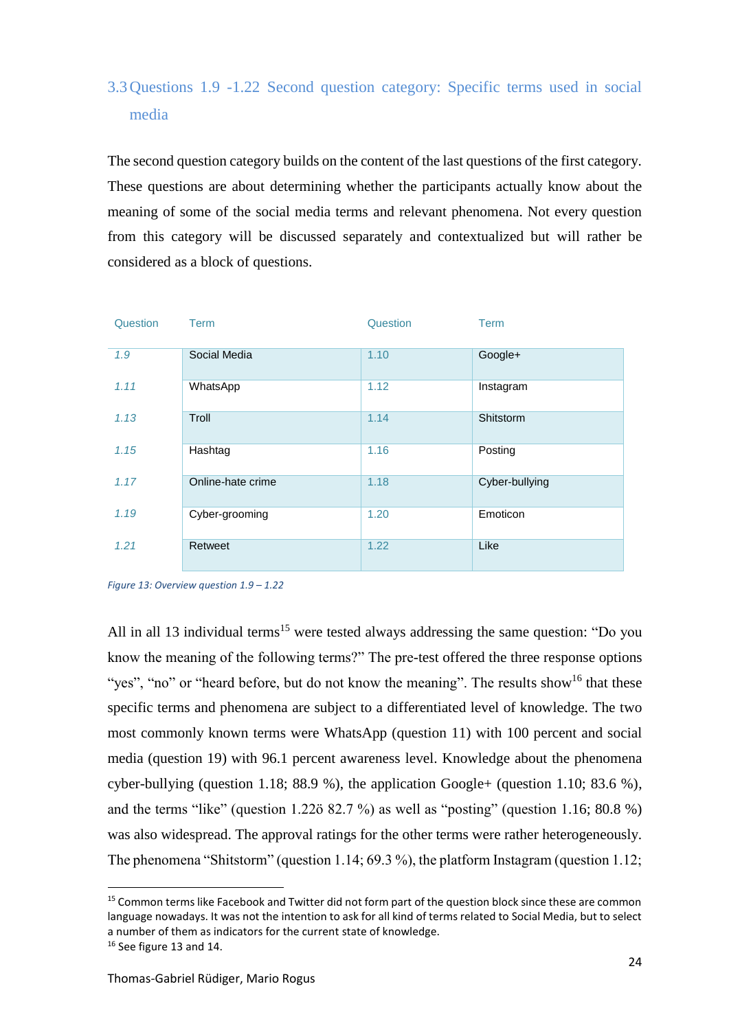## 3.3 Questions 1.9 -1.22 Second question category: Specific terms used in social media

The second question category builds on the content of the last questions of the first category. These questions are about determining whether the participants actually know about the meaning of some of the social media terms and relevant phenomena. Not every question from this category will be discussed separately and contextualized but will rather be considered as a block of questions.

| Question | Term | Question | Term |
|---|---|---|---|
| *1.9* | Social Media | 1.10 | Google+ |
| *1.11* | WhatsApp | 1.12 | Instagram |
| *1.13* | Troll | 1.14 | Shitstorm |
| *1.15* | Hashtag | 1.16 | Posting |
| *1.17* | Online-hate crime | 1.18 | Cyber-bullying |
| *1.19* | Cyber-grooming | 1.20 | Emoticon |
| *1.21* | Retweet | 1.22 | Like |

*Figure 13: Overview question 1.9 – 1.22*

All in all 13 individual terms[15] were tested always addressing the same question: "Do you know the meaning of the following terms?" The pre-test offered the three response options "yes", "no" or "heard before, but do not know the meaning". The results show[16] that these specific terms and phenomena are subject to a differentiated level of knowledge. The two most commonly known terms were WhatsApp (question 11) with 100 percent and social media (question 19) with 96.1 percent awareness level. Knowledge about the phenomena cyber-bullying (question 1.18; 88.9 %), the application Google+ (question 1.10; 83.6 %), and the terms "like" (question 1.22ö 82.7 %) as well as "posting" (question 1.16; 80.8 %) was also widespread. The approval ratings for the other terms were rather heterogeneously. The phenomena "Shitstorm" (question 1.14; 69.3 %), the platform Instagram (question 1.12;

[15] Common terms like Facebook and Twitter did not form part of the question block since these are common language nowadays. It was not the intention to ask for all kind of terms related to Social Media, but to select a number of them as indicators for the current state of knowledge.

[16] See figure 13 and 14.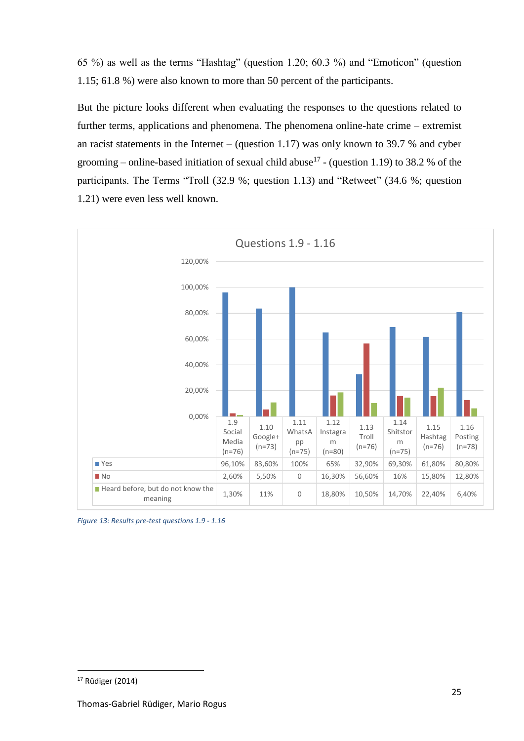65 %) as well as the terms "Hashtag" (question 1.20; 60.3 %) and "Emoticon" (question 1.15; 61.8 %) were also known to more than 50 percent of the participants.

But the picture looks different when evaluating the responses to the questions related to further terms, applications and phenomena. The phenomena online-hate crime – extremist an racist statements in the Internet – (question 1.17) was only known to 39.7 % and cyber grooming – online-based initiation of sexual child abuse[17] - (question 1.19) to 38.2 % of the participants. The Terms "Troll (32.9 %; question 1.13) and "Retweet" (34.6 %; question 1.21) were even less well known.

**Questions 1.9 - 1.16**

| | 1.9 Social Media (n=76) | 1.10 Google+ (n=73) | 1.11 WhatsApp (n=75) | 1.12 Instagram (n=80) | 1.13 Troll (n=76) | 1.14 Shitstorm (n=75) | 1.15 Hashtag (n=76) | 1.16 Posting (n=78) |
|---|---|---|---|---|---|---|---|---|
| Yes | 96,10% | 83,60% | 100% | 65% | 32,90% | 69,30% | 61,80% | 80,80% |
| No | 2,60% | 5,50% | 0 | 16,30% | 56,60% | 16% | 15,80% | 12,80% |
| Heard before, but do not know the meaning | 1,30% | 11% | 0 | 18,80% | 10,50% | 14,70% | 22,40% | 6,40% |

*Figure 13: Results pre-test questions 1.9 - 1.16*

[17] Rüdiger (2014)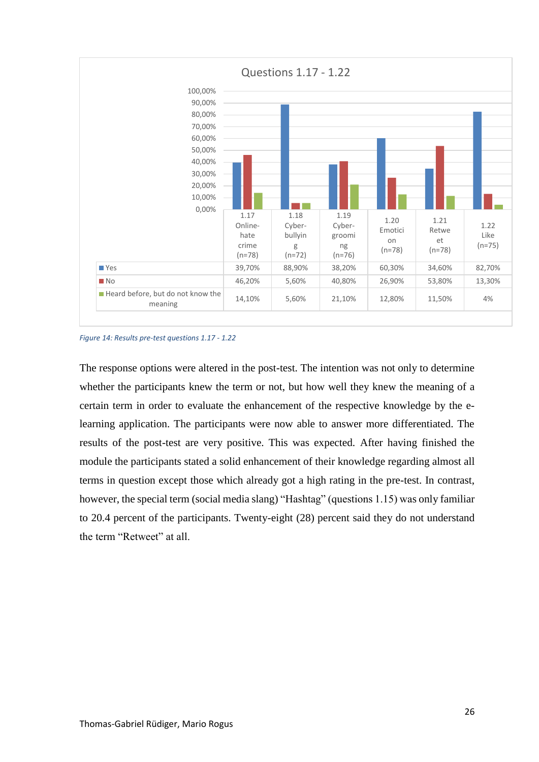**Questions 1.17 - 1.22**

| | 1.17 Online-hate crime (n=78) | 1.18 Cyber-bullying (n=72) | 1.19 Cyber-grooming (n=76) | 1.20 Emoticion (n=78) | 1.21 Retweet (n=78) | 1.22 Like (n=75) |
|---|---|---|---|---|---|---|
| Yes | 39,70% | 88,90% | 38,20% | 60,30% | 34,60% | 82,70% |
| No | 46,20% | 5,60% | 40,80% | 26,90% | 53,80% | 13,30% |
| Heard before, but do not know the meaning | 14,10% | 5,60% | 21,10% | 12,80% | 11,50% | 4% |

*Figure 14: Results pre-test questions 1.17 - 1.22*

The response options were altered in the post-test. The intention was not only to determine whether the participants knew the term or not, but how well they knew the meaning of a certain term in order to evaluate the enhancement of the respective knowledge by the e-learning application. The participants were now able to answer more differentiated. The results of the post-test are very positive. This was expected. After having finished the module the participants stated a solid enhancement of their knowledge regarding almost all terms in question except those which already got a high rating in the pre-test. In contrast, however, the special term (social media slang) “Hashtag” (questions 1.15) was only familiar to 20.4 percent of the participants. Twenty-eight (28) percent said they do not understand the term “Retweet” at all.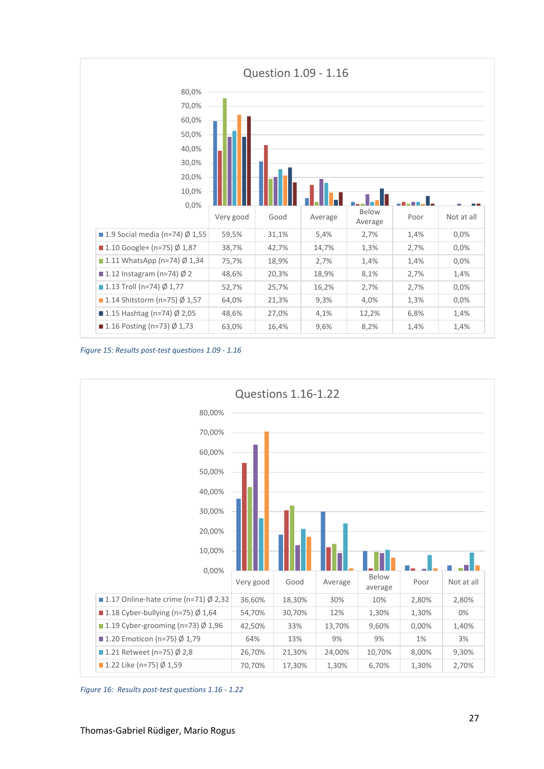**Question 1.09 - 1.16**

| | Very good | Good | Average | Below Average | Poor | Not at all |
|---|---|---|---|---|---|---|
| 1.9 Social media (n=74) Ø 1,55 | 59,5% | 31,1% | 5,4% | 2,7% | 1,4% | 0,0% |
| 1.10 Google+ (n=75) Ø 1,87 | 38,7% | 42,7% | 14,7% | 1,3% | 2,7% | 0,0% |
| 1.11 WhatsApp (n=74) Ø 1,34 | 75,7% | 18,9% | 2,7% | 1,4% | 1,4% | 0,0% |
| 1.12 Instagram (n=74) Ø 2 | 48,6% | 20,3% | 18,9% | 8,1% | 2,7% | 1,4% |
| 1.13 Troll (n=74) Ø 1,77 | 52,7% | 25,7% | 16,2% | 2,7% | 2,7% | 0,0% |
| 1.14 Shitstorm (n=75) Ø 1,57 | 64,0% | 21,3% | 9,3% | 4,0% | 1,3% | 0,0% |
| 1.15 Hashtag (n=74) Ø 2,05 | 48,6% | 27,0% | 4,1% | 12,2% | 6,8% | 1,4% |
| 1.16 Posting (n=73) Ø 1,73 | 63,0% | 16,4% | 9,6% | 8,2% | 1,4% | 1,4% |

*Figure 15: Results post-test questions 1.09 - 1.16*

**Questions 1.16-1.22**

| | Very good | Good | Average | Below average | Poor | Not at all |
|---|---|---|---|---|---|---|
| 1.17 Online-hate crime (n=71) Ø 2,32 | 36,60% | 18,30% | 30% | 10% | 2,80% | 2,80% |
| 1.18 Cyber-bullying (n=75) Ø 1,64 | 54,70% | 30,70% | 12% | 1,30% | 1,30% | 0% |
| 1.19 Cyber-grooming (n=73) Ø 1,96 | 42,50% | 33% | 13,70% | 9,60% | 0,00% | 1,40% |
| 1.20 Emoticon (n=75) Ø 1,79 | 64% | 13% | 9% | 9% | 1% | 3% |
| 1.21 Retweet (n=75) Ø 2,8 | 26,70% | 21,30% | 24,00% | 10,70% | 8,00% | 9,30% |
| 1.22 Like (n=75) Ø 1,59 | 70,70% | 17,30% | 1,30% | 6,70% | 1,30% | 2,70% |

*Figure 16: Results post-test questions 1.16 - 1.22*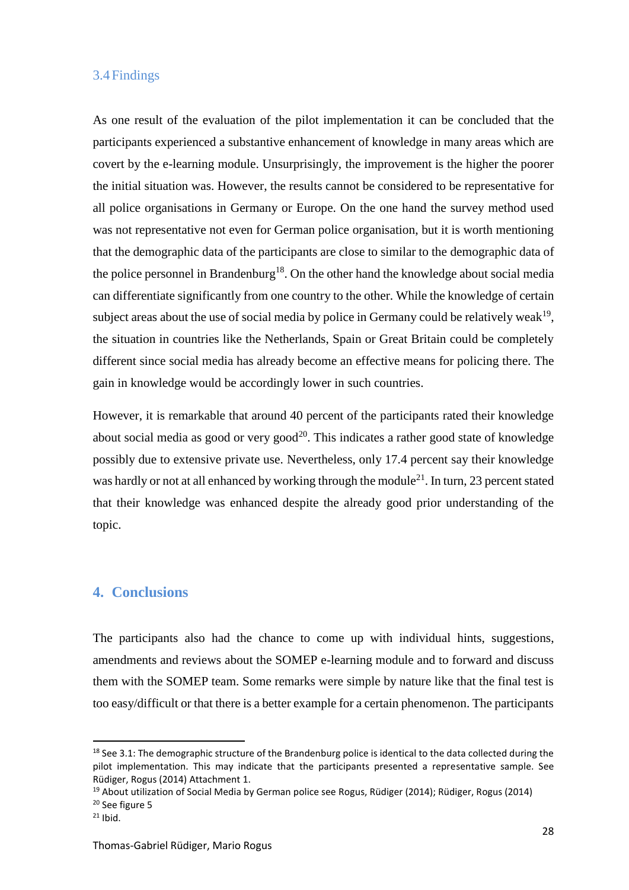## 3.4 Findings

As one result of the evaluation of the pilot implementation it can be concluded that the participants experienced a substantive enhancement of knowledge in many areas which are covert by the e-learning module. Unsurprisingly, the improvement is the higher the poorer the initial situation was. However, the results cannot be considered to be representative for all police organisations in Germany or Europe. On the one hand the survey method used was not representative not even for German police organisation, but it is worth mentioning that the demographic data of the participants are close to similar to the demographic data of the police personnel in Brandenburg[18]. On the other hand the knowledge about social media can differentiate significantly from one country to the other. While the knowledge of certain subject areas about the use of social media by police in Germany could be relatively weak[19], the situation in countries like the Netherlands, Spain or Great Britain could be completely different since social media has already become an effective means for policing there. The gain in knowledge would be accordingly lower in such countries.

However, it is remarkable that around 40 percent of the participants rated their knowledge about social media as good or very good[20]. This indicates a rather good state of knowledge possibly due to extensive private use. Nevertheless, only 17.4 percent say their knowledge was hardly or not at all enhanced by working through the module[21]. In turn, 23 percent stated that their knowledge was enhanced despite the already good prior understanding of the topic.

# 4. Conclusions

The participants also had the chance to come up with individual hints, suggestions, amendments and reviews about the SOMEP e-learning module and to forward and discuss them with the SOMEP team. Some remarks were simple by nature like that the final test is too easy/difficult or that there is a better example for a certain phenomenon. The participants

---

[18] See 3.1: The demographic structure of the Brandenburg police is identical to the data collected during the pilot implementation. This may indicate that the participants presented a representative sample. See Rüdiger, Rogus (2014) Attachment 1.

[19] About utilization of Social Media by German police see Rogus, Rüdiger (2014); Rüdiger, Rogus (2014)

[20] See figure 5

[21] Ibid.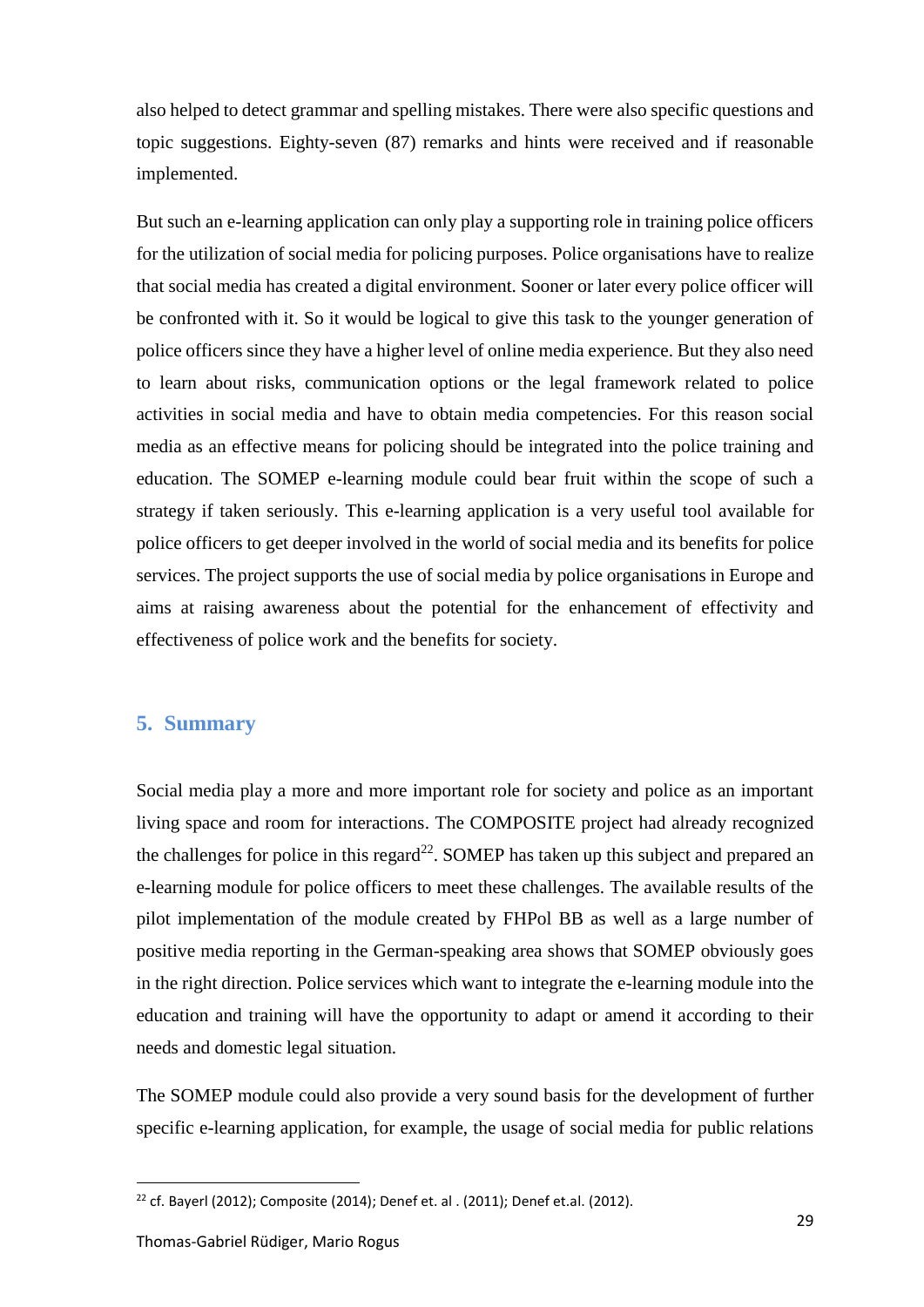also helped to detect grammar and spelling mistakes. There were also specific questions and topic suggestions. Eighty-seven (87) remarks and hints were received and if reasonable implemented.

But such an e-learning application can only play a supporting role in training police officers for the utilization of social media for policing purposes. Police organisations have to realize that social media has created a digital environment. Sooner or later every police officer will be confronted with it. So it would be logical to give this task to the younger generation of police officers since they have a higher level of online media experience. But they also need to learn about risks, communication options or the legal framework related to police activities in social media and have to obtain media competencies. For this reason social media as an effective means for policing should be integrated into the police training and education. The SOMEP e-learning module could bear fruit within the scope of such a strategy if taken seriously. This e-learning application is a very useful tool available for police officers to get deeper involved in the world of social media and its benefits for police services. The project supports the use of social media by police organisations in Europe and aims at raising awareness about the potential for the enhancement of effectivity and effectiveness of police work and the benefits for society.

## 5. Summary

Social media play a more and more important role for society and police as an important living space and room for interactions. The COMPOSITE project had already recognized the challenges for police in this regard[22]. SOMEP has taken up this subject and prepared an e-learning module for police officers to meet these challenges. The available results of the pilot implementation of the module created by FHPol BB as well as a large number of positive media reporting in the German-speaking area shows that SOMEP obviously goes in the right direction. Police services which want to integrate the e-learning module into the education and training will have the opportunity to adapt or amend it according to their needs and domestic legal situation.

The SOMEP module could also provide a very sound basis for the development of further specific e-learning application, for example, the usage of social media for public relations

[22] cf. Bayerl (2012); Composite (2014); Denef et. al . (2011); Denef et.al. (2012).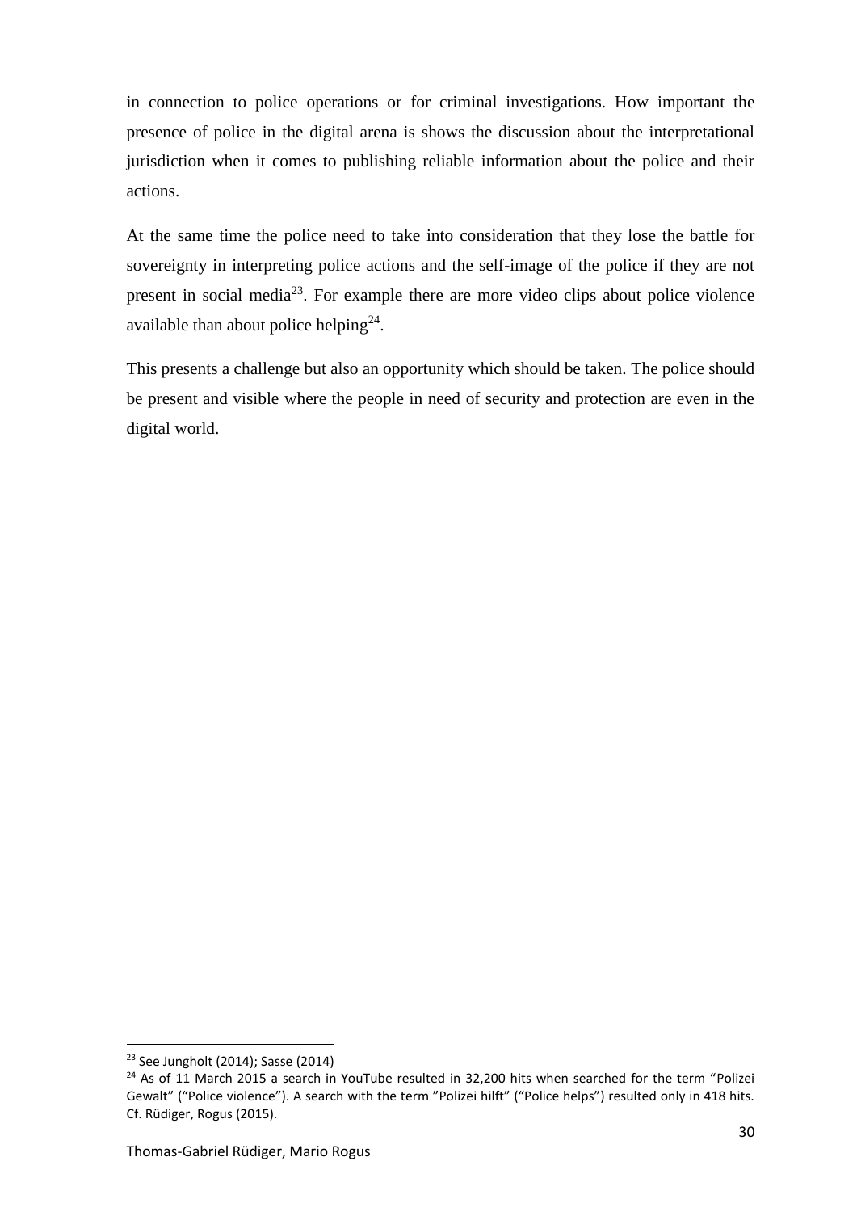in connection to police operations or for criminal investigations. How important the presence of police in the digital arena is shows the discussion about the interpretational jurisdiction when it comes to publishing reliable information about the police and their actions.

At the same time the police need to take into consideration that they lose the battle for sovereignty in interpreting police actions and the self-image of the police if they are not present in social media[23]. For example there are more video clips about police violence available than about police helping[24].

This presents a challenge but also an opportunity which should be taken. The police should be present and visible where the people in need of security and protection are even in the digital world.

---

[23] See Jungholt (2014); Sasse (2014)

[24] As of 11 March 2015 a search in YouTube resulted in 32,200 hits when searched for the term "Polizei Gewalt" ("Police violence"). A search with the term "Polizei hilft" ("Police helps") resulted only in 418 hits. Cf. Rüdiger, Rogus (2015).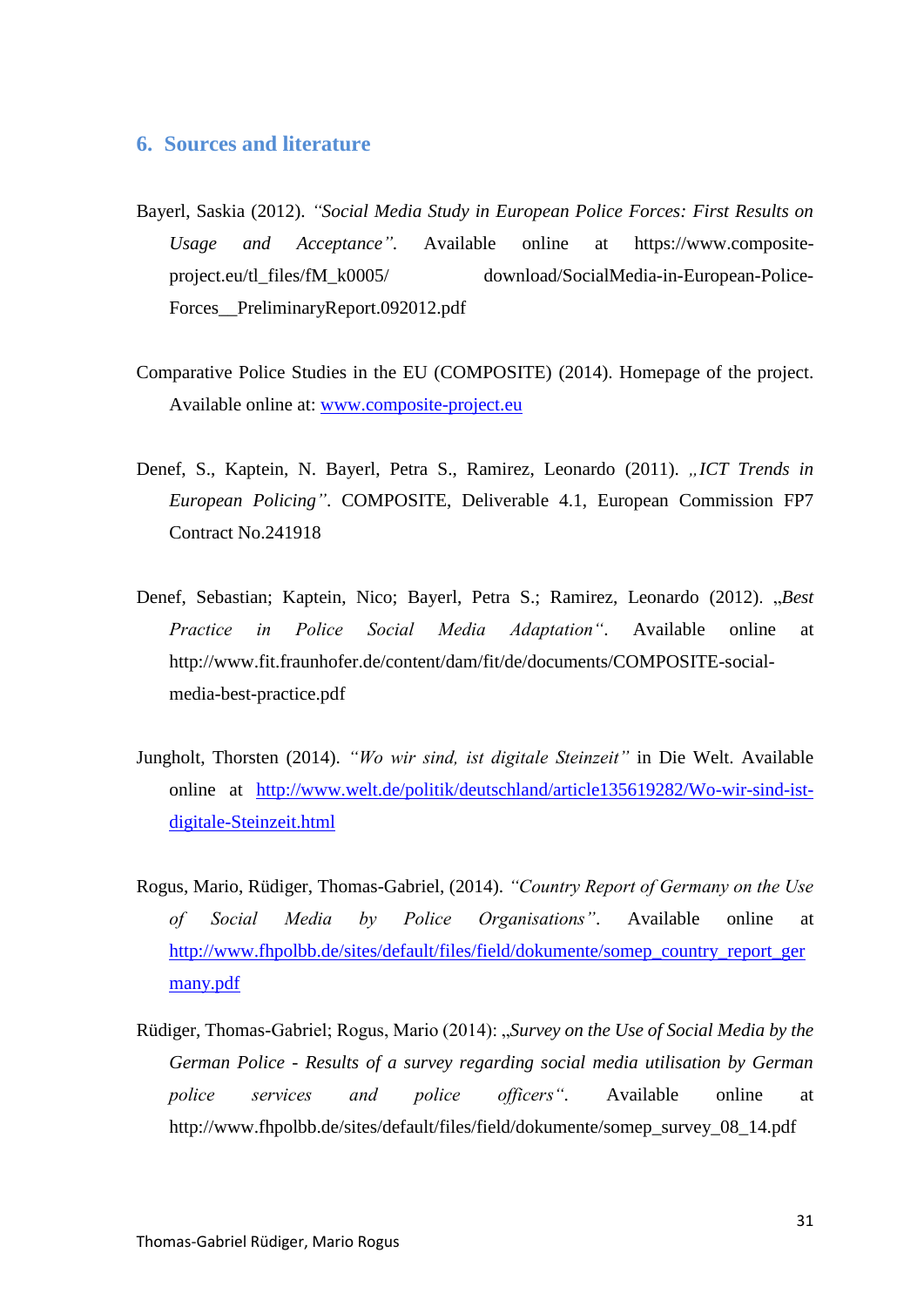## 6. Sources and literature

Bayerl, Saskia (2012). *"Social Media Study in European Police Forces: First Results on Usage and Acceptance"*. Available online at https://www.composite-project.eu/tl_files/fM_k0005/ download/SocialMedia-in-European-Police-Forces__PreliminaryReport.092012.pdf

Comparative Police Studies in the EU (COMPOSITE) (2014). Homepage of the project. Available online at: www.composite-project.eu

Denef, S., Kaptein, N. Bayerl, Petra S., Ramirez, Leonardo (2011). *„ICT Trends in European Policing"*. COMPOSITE, Deliverable 4.1, European Commission FP7 Contract No.241918

Denef, Sebastian; Kaptein, Nico; Bayerl, Petra S.; Ramirez, Leonardo (2012). „*Best Practice in Police Social Media Adaptation*". Available online at http://www.fit.fraunhofer.de/content/dam/fit/de/documents/COMPOSITE-social-media-best-practice.pdf

Jungholt, Thorsten (2014). *"Wo wir sind, ist digitale Steinzeit"* in Die Welt. Available online at http://www.welt.de/politik/deutschland/article135619282/Wo-wir-sind-ist-digitale-Steinzeit.html

Rogus, Mario, Rüdiger, Thomas-Gabriel, (2014). *"Country Report of Germany on the Use of Social Media by Police Organisations"*. Available online at http://www.fhpolbb.de/sites/default/files/field/dokumente/somep_country_report_germany.pdf

Rüdiger, Thomas-Gabriel; Rogus, Mario (2014): „*Survey on the Use of Social Media by the German Police - Results of a survey regarding social media utilisation by German police services and police officers*". Available online at http://www.fhpolbb.de/sites/default/files/field/dokumente/somep_survey_08_14.pdf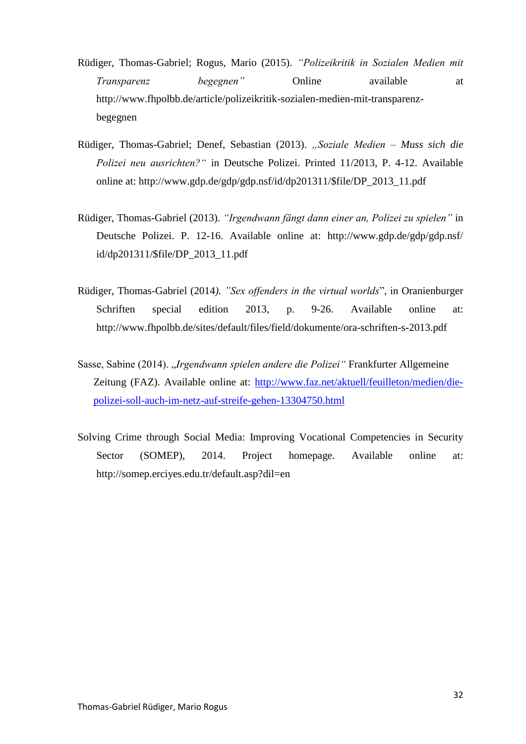Rüdiger, Thomas-Gabriel; Rogus, Mario (2015). *"Polizeikritik in Sozialen Medien mit Transparenz begegnen"* Online available at http://www.fhpolbb.de/article/polizeikritik-sozialen-medien-mit-transparenz-begegnen

Rüdiger, Thomas-Gabriel; Denef, Sebastian (2013). *„Soziale Medien – Muss sich die Polizei neu ausrichten?"* in Deutsche Polizei. Printed 11/2013, P. 4-12. Available online at: http://www.gdp.de/gdp/gdp.nsf/id/dp201311/$file/DP_2013_11.pdf

Rüdiger, Thomas-Gabriel (2013). *"Irgendwann fängt dann einer an, Polizei zu spielen"* in Deutsche Polizei. P. 12-16. Available online at: http://www.gdp.de/gdp/gdp.nsf/id/dp201311/$file/DP_2013_11.pdf

Rüdiger, Thomas-Gabriel (2014*). "Sex offenders in the virtual worlds*", in Oranienburger Schriften special edition 2013, p. 9-26. Available online at: http://www.fhpolbb.de/sites/default/files/field/dokumente/ora-schriften-s-2013.pdf

Sasse, Sabine (2014). *„Irgendwann spielen andere die Polizei"* Frankfurter Allgemeine Zeitung (FAZ). Available online at: http://www.faz.net/aktuell/feuilleton/medien/die-polizei-soll-auch-im-netz-auf-streife-gehen-13304750.html

Solving Crime through Social Media: Improving Vocational Competencies in Security Sector (SOMEP), 2014. Project homepage. Available online at: http://somep.erciyes.edu.tr/default.asp?dil=en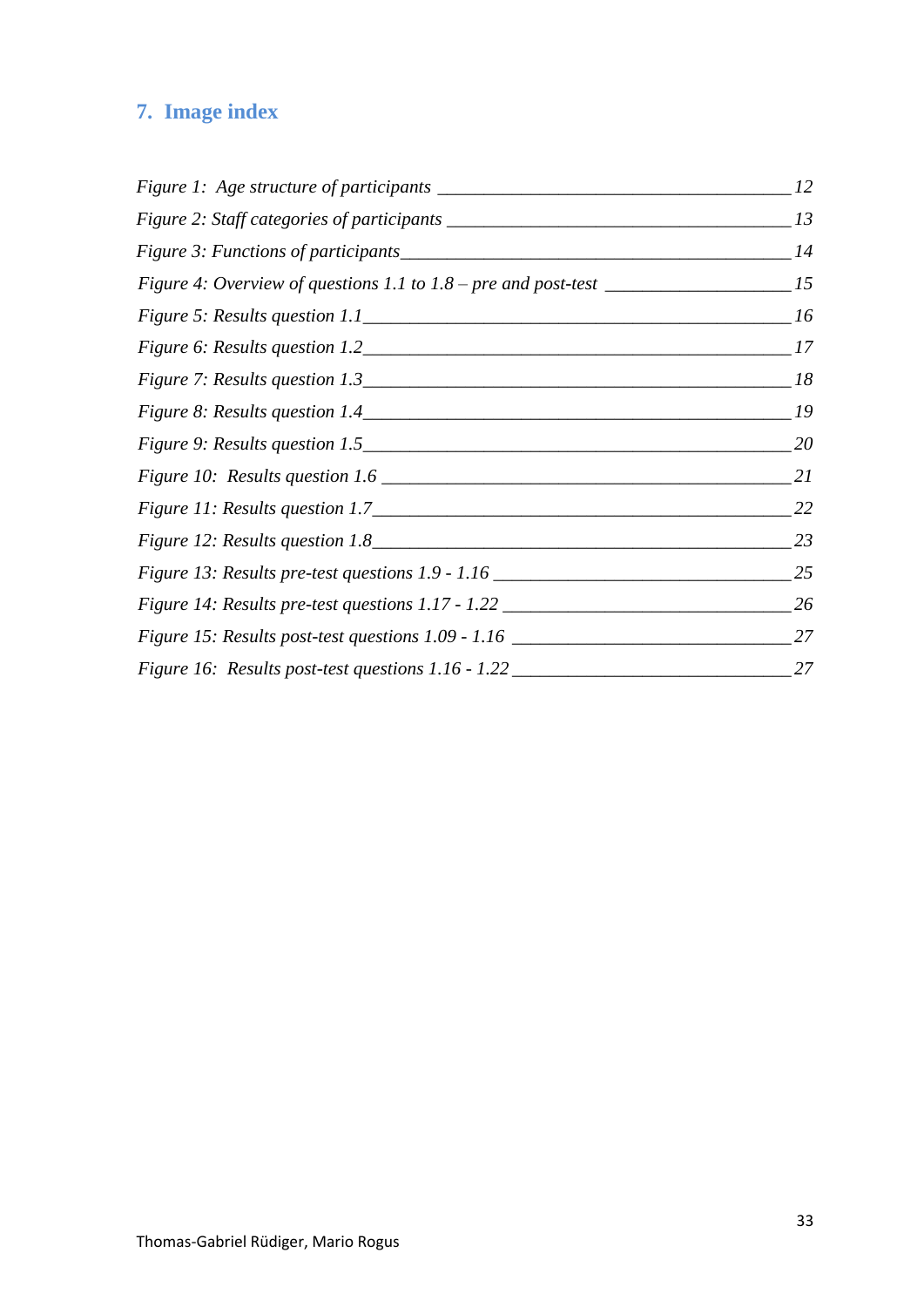## 7. Image index

*Figure 1: Age structure of participants* ______ *12*

*Figure 2: Staff categories of participants* ______ *13*

*Figure 3: Functions of participants* ______ *14*

*Figure 4: Overview of questions 1.1 to 1.8 – pre and post-test* ______ *15*

*Figure 5: Results question 1.1* ______ *16*

*Figure 6: Results question 1.2* ______ *17*

*Figure 7: Results question 1.3* ______ *18*

*Figure 8: Results question 1.4* ______ *19*

*Figure 9: Results question 1.5* ______ *20*

*Figure 10: Results question 1.6* ______ *21*

*Figure 11: Results question 1.7* ______ *22*

*Figure 12: Results question 1.8* ______ *23*

*Figure 13: Results pre-test questions 1.9 - 1.16* ______ *25*

*Figure 14: Results pre-test questions 1.17 - 1.22* ______ *26*

*Figure 15: Results post-test questions 1.09 - 1.16* ______ *27*

*Figure 16: Results post-test questions 1.16 - 1.22* ______ *27*